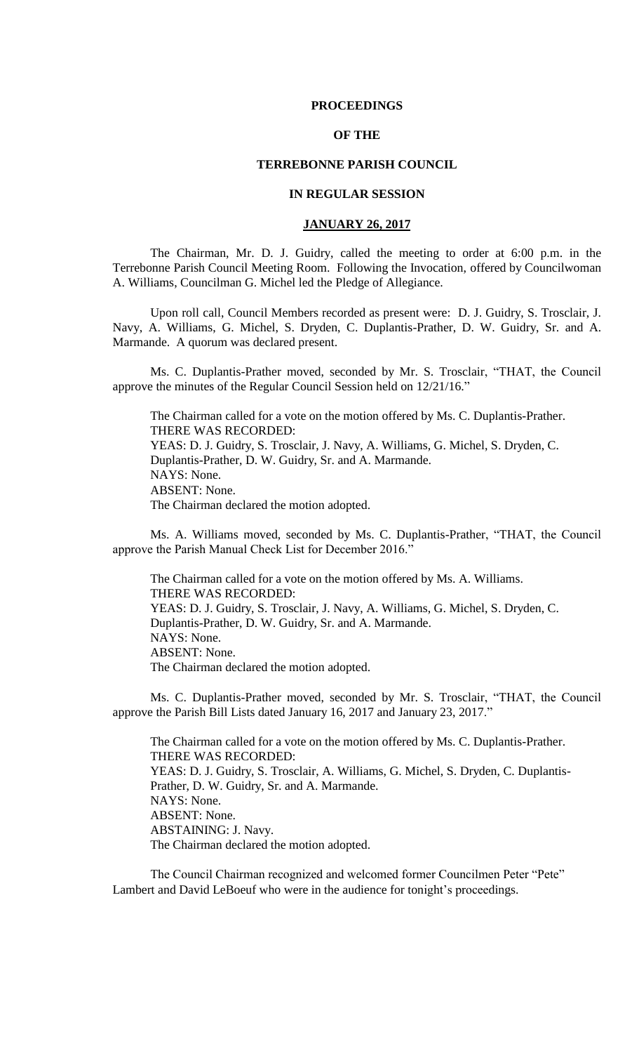**PROCEEDINGS**

**OF THE**

**TERREBONNE PARISH COUNCIL**

**IN REGULAR SESSION**

**JANUARY 26, 2017**

The Chairman, Mr. D. J. Guidry, called the meeting to order at 6:00 p.m. in the Terrebonne Parish Council Meeting Room. Following the Invocation, offered by Councilwoman A. Williams, Councilman G. Michel led the Pledge of Allegiance.

Upon roll call, Council Members recorded as present were: D. J. Guidry, S. Trosclair, J. Navy, A. Williams, G. Michel, S. Dryden, C. Duplantis-Prather, D. W. Guidry, Sr. and A. Marmande. A quorum was declared present.

Ms. C. Duplantis-Prather moved, seconded by Mr. S. Trosclair, "THAT, the Council approve the minutes of the Regular Council Session held on 12/21/16."

The Chairman called for a vote on the motion offered by Ms. C. Duplantis-Prather.
THERE WAS RECORDED:
YEAS: D. J. Guidry, S. Trosclair, J. Navy, A. Williams, G. Michel, S. Dryden, C. Duplantis-Prather, D. W. Guidry, Sr. and A. Marmande.
NAYS: None.
ABSENT: None.
The Chairman declared the motion adopted.

Ms. A. Williams moved, seconded by Ms. C. Duplantis-Prather, "THAT, the Council approve the Parish Manual Check List for December 2016."

The Chairman called for a vote on the motion offered by Ms. A. Williams.
THERE WAS RECORDED:
YEAS: D. J. Guidry, S. Trosclair, J. Navy, A. Williams, G. Michel, S. Dryden, C. Duplantis-Prather, D. W. Guidry, Sr. and A. Marmande.
NAYS: None.
ABSENT: None.
The Chairman declared the motion adopted.

Ms. C. Duplantis-Prather moved, seconded by Mr. S. Trosclair, "THAT, the Council approve the Parish Bill Lists dated January 16, 2017 and January 23, 2017."

The Chairman called for a vote on the motion offered by Ms. C. Duplantis-Prather.
THERE WAS RECORDED:
YEAS: D. J. Guidry, S. Trosclair, A. Williams, G. Michel, S. Dryden, C. Duplantis-Prather, D. W. Guidry, Sr. and A. Marmande.
NAYS: None.
ABSENT: None.
ABSTAINING: J. Navy.
The Chairman declared the motion adopted.

The Council Chairman recognized and welcomed former Councilmen Peter "Pete" Lambert and David LeBoeuf who were in the audience for tonight's proceedings.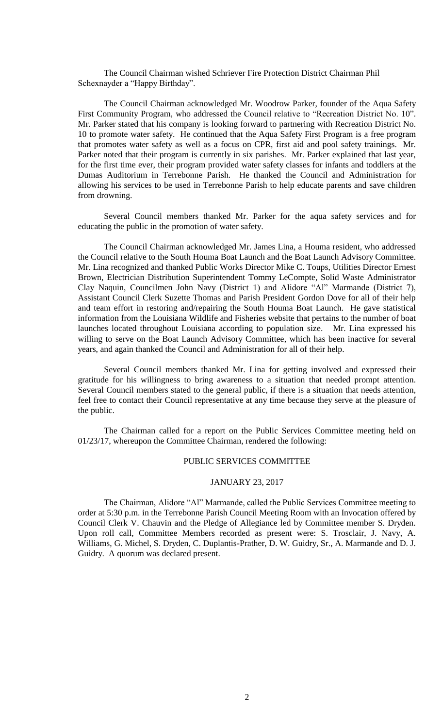The Council Chairman wished Schriever Fire Protection District Chairman Phil Schexnayder a "Happy Birthday".

The Council Chairman acknowledged Mr. Woodrow Parker, founder of the Aqua Safety First Community Program, who addressed the Council relative to "Recreation District No. 10". Mr. Parker stated that his company is looking forward to partnering with Recreation District No. 10 to promote water safety. He continued that the Aqua Safety First Program is a free program that promotes water safety as well as a focus on CPR, first aid and pool safety trainings. Mr. Parker noted that their program is currently in six parishes. Mr. Parker explained that last year, for the first time ever, their program provided water safety classes for infants and toddlers at the Dumas Auditorium in Terrebonne Parish. He thanked the Council and Administration for allowing his services to be used in Terrebonne Parish to help educate parents and save children from drowning.

Several Council members thanked Mr. Parker for the aqua safety services and for educating the public in the promotion of water safety.

The Council Chairman acknowledged Mr. James Lina, a Houma resident, who addressed the Council relative to the South Houma Boat Launch and the Boat Launch Advisory Committee. Mr. Lina recognized and thanked Public Works Director Mike C. Toups, Utilities Director Ernest Brown, Electrician Distribution Superintendent Tommy LeCompte, Solid Waste Administrator Clay Naquin, Councilmen John Navy (District 1) and Alidore "Al" Marmande (District 7), Assistant Council Clerk Suzette Thomas and Parish President Gordon Dove for all of their help and team effort in restoring and/repairing the South Houma Boat Launch. He gave statistical information from the Louisiana Wildlife and Fisheries website that pertains to the number of boat launches located throughout Louisiana according to population size. Mr. Lina expressed his willing to serve on the Boat Launch Advisory Committee, which has been inactive for several years, and again thanked the Council and Administration for all of their help.

Several Council members thanked Mr. Lina for getting involved and expressed their gratitude for his willingness to bring awareness to a situation that needed prompt attention. Several Council members stated to the general public, if there is a situation that needs attention, feel free to contact their Council representative at any time because they serve at the pleasure of the public.

The Chairman called for a report on the Public Services Committee meeting held on 01/23/17, whereupon the Committee Chairman, rendered the following:

## PUBLIC SERVICES COMMITTEE

### JANUARY 23, 2017

The Chairman, Alidore "Al" Marmande, called the Public Services Committee meeting to order at 5:30 p.m. in the Terrebonne Parish Council Meeting Room with an Invocation offered by Council Clerk V. Chauvin and the Pledge of Allegiance led by Committee member S. Dryden. Upon roll call, Committee Members recorded as present were: S. Trosclair, J. Navy, A. Williams, G. Michel, S. Dryden, C. Duplantis-Prather, D. W. Guidry, Sr., A. Marmande and D. J. Guidry. A quorum was declared present.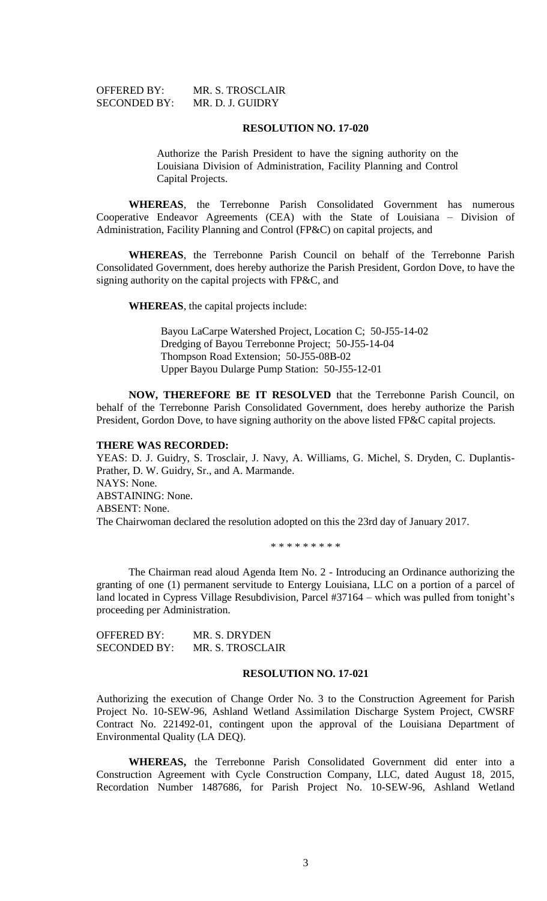OFFERED BY: MR. S. TROSCLAIR
SECONDED BY: MR. D. J. GUIDRY

**RESOLUTION NO. 17-020**

Authorize the Parish President to have the signing authority on the Louisiana Division of Administration, Facility Planning and Control Capital Projects.

**WHEREAS**, the Terrebonne Parish Consolidated Government has numerous Cooperative Endeavor Agreements (CEA) with the State of Louisiana – Division of Administration, Facility Planning and Control (FP&C) on capital projects, and

**WHEREAS**, the Terrebonne Parish Council on behalf of the Terrebonne Parish Consolidated Government, does hereby authorize the Parish President, Gordon Dove, to have the signing authority on the capital projects with FP&C, and

**WHEREAS**, the capital projects include:

Bayou LaCarpe Watershed Project, Location C; 50-J55-14-02
Dredging of Bayou Terrebonne Project; 50-J55-14-04
Thompson Road Extension; 50-J55-08B-02
Upper Bayou Dularge Pump Station: 50-J55-12-01

**NOW, THEREFORE BE IT RESOLVED** that the Terrebonne Parish Council, on behalf of the Terrebonne Parish Consolidated Government, does hereby authorize the Parish President, Gordon Dove, to have signing authority on the above listed FP&C capital projects.

**THERE WAS RECORDED:**
YEAS: D. J. Guidry, S. Trosclair, J. Navy, A. Williams, G. Michel, S. Dryden, C. Duplantis-Prather, D. W. Guidry, Sr., and A. Marmande.
NAYS: None.
ABSTAINING: None.
ABSENT: None.
The Chairwoman declared the resolution adopted on this the 23rd day of January 2017.

* * * * * * * * *

The Chairman read aloud Agenda Item No. 2 - Introducing an Ordinance authorizing the granting of one (1) permanent servitude to Entergy Louisiana, LLC on a portion of a parcel of land located in Cypress Village Resubdivision, Parcel #37164 – which was pulled from tonight's proceeding per Administration.

OFFERED BY: MR. S. DRYDEN
SECONDED BY: MR. S. TROSCLAIR

**RESOLUTION NO. 17-021**

Authorizing the execution of Change Order No. 3 to the Construction Agreement for Parish Project No. 10-SEW-96, Ashland Wetland Assimilation Discharge System Project, CWSRF Contract No. 221492-01, contingent upon the approval of the Louisiana Department of Environmental Quality (LA DEQ).

**WHEREAS,** the Terrebonne Parish Consolidated Government did enter into a Construction Agreement with Cycle Construction Company, LLC, dated August 18, 2015, Recordation Number 1487686, for Parish Project No. 10-SEW-96, Ashland Wetland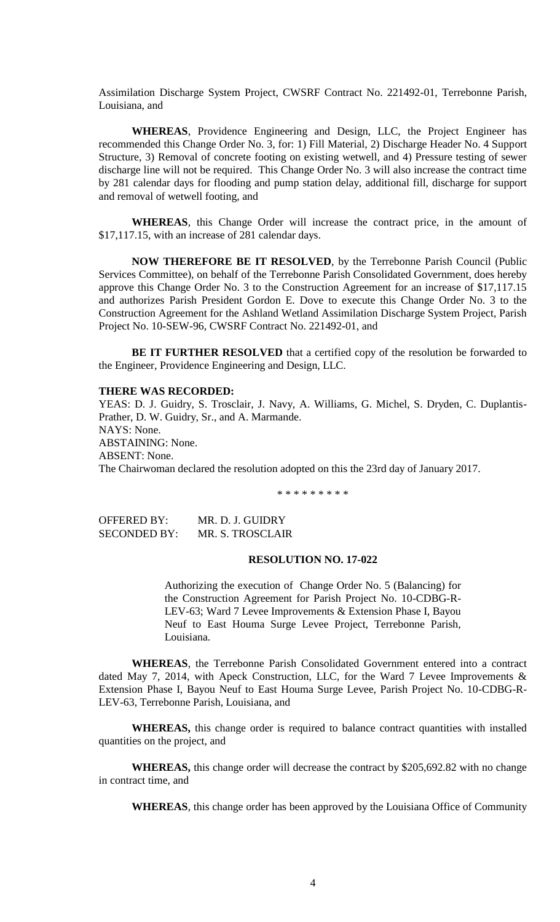Assimilation Discharge System Project, CWSRF Contract No. 221492-01, Terrebonne Parish, Louisiana, and

**WHEREAS**, Providence Engineering and Design, LLC, the Project Engineer has recommended this Change Order No. 3, for: 1) Fill Material, 2) Discharge Header No. 4 Support Structure, 3) Removal of concrete footing on existing wetwell, and 4) Pressure testing of sewer discharge line will not be required. This Change Order No. 3 will also increase the contract time by 281 calendar days for flooding and pump station delay, additional fill, discharge for support and removal of wetwell footing, and

**WHEREAS**, this Change Order will increase the contract price, in the amount of $17,117.15, with an increase of 281 calendar days.

**NOW THEREFORE BE IT RESOLVED**, by the Terrebonne Parish Council (Public Services Committee), on behalf of the Terrebonne Parish Consolidated Government, does hereby approve this Change Order No. 3 to the Construction Agreement for an increase of $17,117.15 and authorizes Parish President Gordon E. Dove to execute this Change Order No. 3 to the Construction Agreement for the Ashland Wetland Assimilation Discharge System Project, Parish Project No. 10-SEW-96, CWSRF Contract No. 221492-01, and

**BE IT FURTHER RESOLVED** that a certified copy of the resolution be forwarded to the Engineer, Providence Engineering and Design, LLC.

**THERE WAS RECORDED:**

YEAS: D. J. Guidry, S. Trosclair, J. Navy, A. Williams, G. Michel, S. Dryden, C. Duplantis-Prather, D. W. Guidry, Sr., and A. Marmande.

NAYS: None.

ABSTAINING: None.

ABSENT: None.

The Chairwoman declared the resolution adopted on this the 23rd day of January 2017.

\* \* \* \* \* \* \* \* \*

OFFERED BY: MR. D. J. GUIDRY

SECONDED BY: MR. S. TROSCLAIR

**RESOLUTION NO. 17-022**

Authorizing the execution of Change Order No. 5 (Balancing) for the Construction Agreement for Parish Project No. 10-CDBG-R-LEV-63; Ward 7 Levee Improvements & Extension Phase I, Bayou Neuf to East Houma Surge Levee Project, Terrebonne Parish, Louisiana.

**WHEREAS**, the Terrebonne Parish Consolidated Government entered into a contract dated May 7, 2014, with Apeck Construction, LLC, for the Ward 7 Levee Improvements & Extension Phase I, Bayou Neuf to East Houma Surge Levee, Parish Project No. 10-CDBG-R-LEV-63, Terrebonne Parish, Louisiana, and

**WHEREAS,** this change order is required to balance contract quantities with installed quantities on the project, and

**WHEREAS,** this change order will decrease the contract by $205,692.82 with no change in contract time, and

**WHEREAS**, this change order has been approved by the Louisiana Office of Community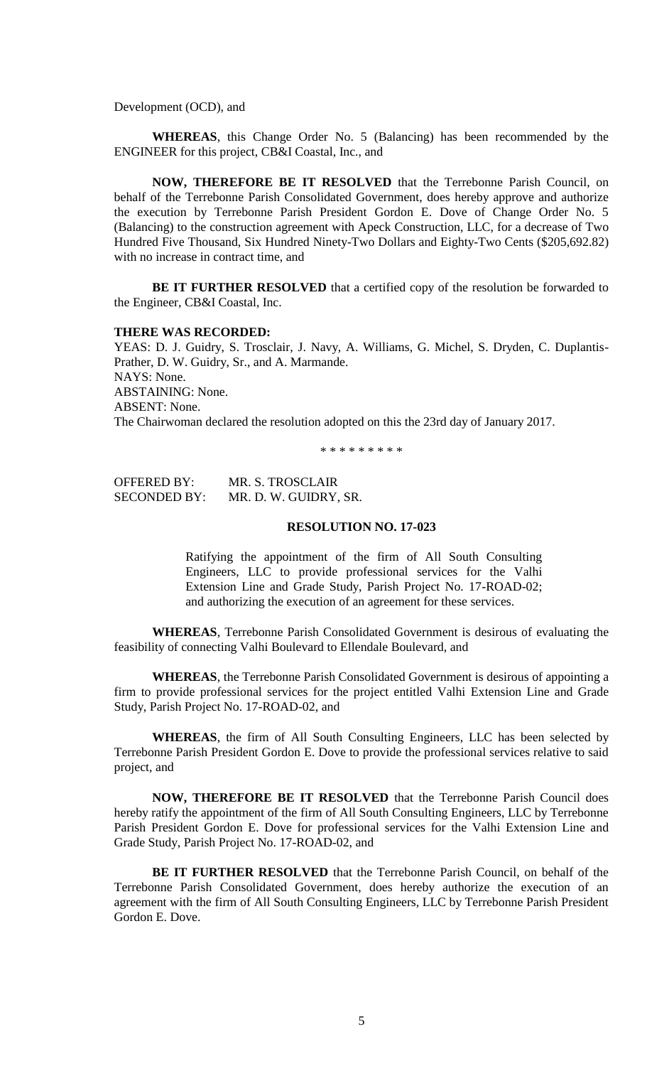Development (OCD), and

**WHEREAS**, this Change Order No. 5 (Balancing) has been recommended by the ENGINEER for this project, CB&I Coastal, Inc., and

**NOW, THEREFORE BE IT RESOLVED** that the Terrebonne Parish Council, on behalf of the Terrebonne Parish Consolidated Government, does hereby approve and authorize the execution by Terrebonne Parish President Gordon E. Dove of Change Order No. 5 (Balancing) to the construction agreement with Apeck Construction, LLC, for a decrease of Two Hundred Five Thousand, Six Hundred Ninety-Two Dollars and Eighty-Two Cents ($205,692.82) with no increase in contract time, and

**BE IT FURTHER RESOLVED** that a certified copy of the resolution be forwarded to the Engineer, CB&I Coastal, Inc.

**THERE WAS RECORDED:**

YEAS: D. J. Guidry, S. Trosclair, J. Navy, A. Williams, G. Michel, S. Dryden, C. Duplantis-Prather, D. W. Guidry, Sr., and A. Marmande.
NAYS: None.
ABSTAINING: None.
ABSENT: None.
The Chairwoman declared the resolution adopted on this the 23rd day of January 2017.

\* \* \* \* \* \* \* \* \*

OFFERED BY: MR. S. TROSCLAIR
SECONDED BY: MR. D. W. GUIDRY, SR.

**RESOLUTION NO. 17-023**

Ratifying the appointment of the firm of All South Consulting Engineers, LLC to provide professional services for the Valhi Extension Line and Grade Study, Parish Project No. 17-ROAD-02; and authorizing the execution of an agreement for these services.

**WHEREAS**, Terrebonne Parish Consolidated Government is desirous of evaluating the feasibility of connecting Valhi Boulevard to Ellendale Boulevard, and

**WHEREAS**, the Terrebonne Parish Consolidated Government is desirous of appointing a firm to provide professional services for the project entitled Valhi Extension Line and Grade Study, Parish Project No. 17-ROAD-02, and

**WHEREAS**, the firm of All South Consulting Engineers, LLC has been selected by Terrebonne Parish President Gordon E. Dove to provide the professional services relative to said project, and

**NOW, THEREFORE BE IT RESOLVED** that the Terrebonne Parish Council does hereby ratify the appointment of the firm of All South Consulting Engineers, LLC by Terrebonne Parish President Gordon E. Dove for professional services for the Valhi Extension Line and Grade Study, Parish Project No. 17-ROAD-02, and

**BE IT FURTHER RESOLVED** that the Terrebonne Parish Council, on behalf of the Terrebonne Parish Consolidated Government, does hereby authorize the execution of an agreement with the firm of All South Consulting Engineers, LLC by Terrebonne Parish President Gordon E. Dove.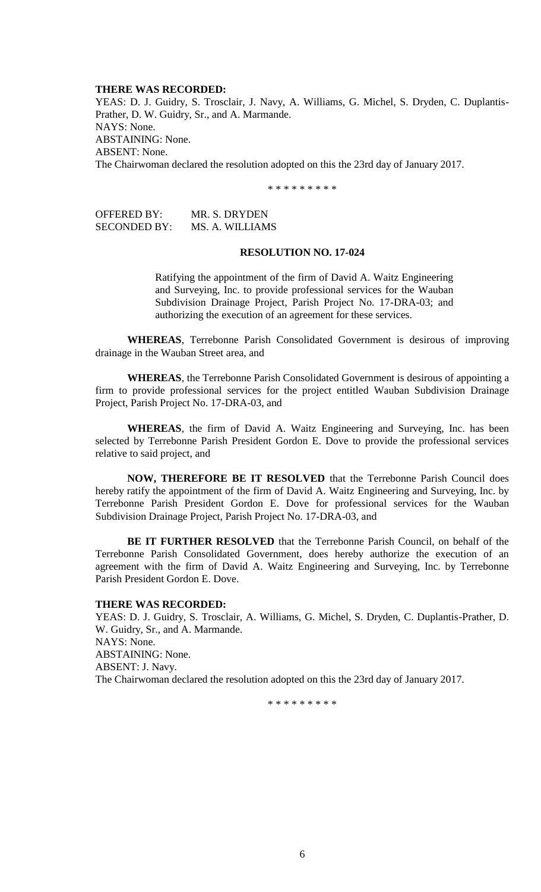**THERE WAS RECORDED:**

YEAS: D. J. Guidry, S. Trosclair, J. Navy, A. Williams, G. Michel, S. Dryden, C. Duplantis-Prather, D. W. Guidry, Sr., and A. Marmande.
NAYS: None.
ABSTAINING: None.
ABSENT: None.
The Chairwoman declared the resolution adopted on this the 23rd day of January 2017.

\* \* \* \* \* \* \* \* \*

OFFERED BY: MR. S. DRYDEN
SECONDED BY: MS. A. WILLIAMS

**RESOLUTION NO. 17-024**

Ratifying the appointment of the firm of David A. Waitz Engineering and Surveying, Inc. to provide professional services for the Wauban Subdivision Drainage Project, Parish Project No. 17-DRA-03; and authorizing the execution of an agreement for these services.

**WHEREAS**, Terrebonne Parish Consolidated Government is desirous of improving drainage in the Wauban Street area, and

**WHEREAS**, the Terrebonne Parish Consolidated Government is desirous of appointing a firm to provide professional services for the project entitled Wauban Subdivision Drainage Project, Parish Project No. 17-DRA-03, and

**WHEREAS**, the firm of David A. Waitz Engineering and Surveying, Inc. has been selected by Terrebonne Parish President Gordon E. Dove to provide the professional services relative to said project, and

**NOW, THEREFORE BE IT RESOLVED** that the Terrebonne Parish Council does hereby ratify the appointment of the firm of David A. Waitz Engineering and Surveying, Inc. by Terrebonne Parish President Gordon E. Dove for professional services for the Wauban Subdivision Drainage Project, Parish Project No. 17-DRA-03, and

**BE IT FURTHER RESOLVED** that the Terrebonne Parish Council, on behalf of the Terrebonne Parish Consolidated Government, does hereby authorize the execution of an agreement with the firm of David A. Waitz Engineering and Surveying, Inc. by Terrebonne Parish President Gordon E. Dove.

**THERE WAS RECORDED:**

YEAS: D. J. Guidry, S. Trosclair, A. Williams, G. Michel, S. Dryden, C. Duplantis-Prather, D. W. Guidry, Sr., and A. Marmande.
NAYS: None.
ABSTAINING: None.
ABSENT: J. Navy.
The Chairwoman declared the resolution adopted on this the 23rd day of January 2017.

\* \* \* \* \* \* \* \* \*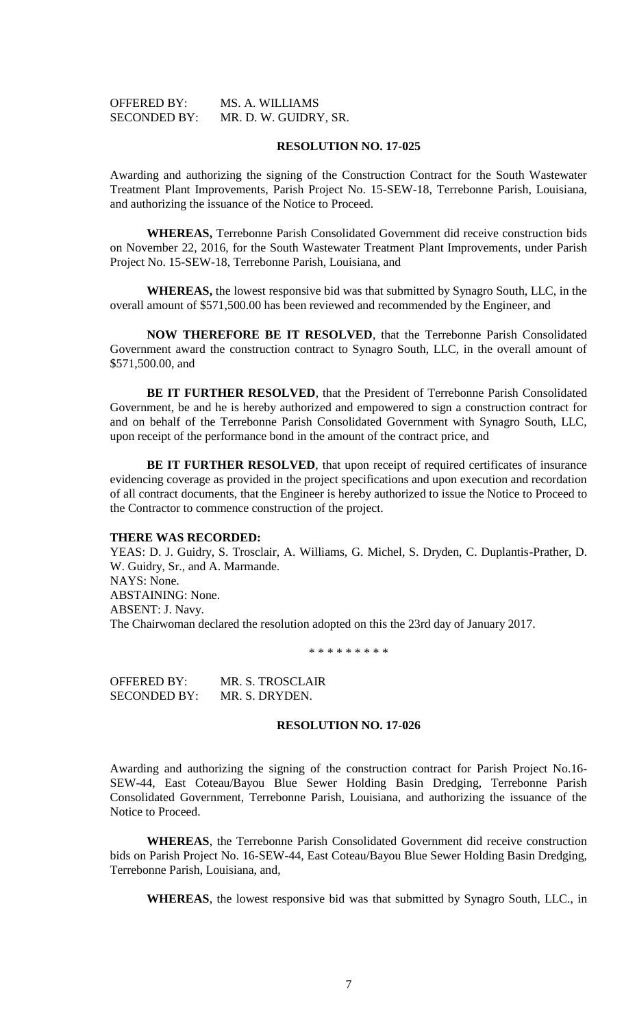OFFERED BY: MS. A. WILLIAMS
SECONDED BY: MR. D. W. GUIDRY, SR.

**RESOLUTION NO. 17-025**

Awarding and authorizing the signing of the Construction Contract for the South Wastewater Treatment Plant Improvements, Parish Project No. 15-SEW-18, Terrebonne Parish, Louisiana, and authorizing the issuance of the Notice to Proceed.

**WHEREAS,** Terrebonne Parish Consolidated Government did receive construction bids on November 22, 2016, for the South Wastewater Treatment Plant Improvements, under Parish Project No. 15-SEW-18, Terrebonne Parish, Louisiana, and

**WHEREAS,** the lowest responsive bid was that submitted by Synagro South, LLC, in the overall amount of $571,500.00 has been reviewed and recommended by the Engineer, and

**NOW THEREFORE BE IT RESOLVED**, that the Terrebonne Parish Consolidated Government award the construction contract to Synagro South, LLC, in the overall amount of $571,500.00, and

**BE IT FURTHER RESOLVED**, that the President of Terrebonne Parish Consolidated Government, be and he is hereby authorized and empowered to sign a construction contract for and on behalf of the Terrebonne Parish Consolidated Government with Synagro South, LLC, upon receipt of the performance bond in the amount of the contract price, and

**BE IT FURTHER RESOLVED**, that upon receipt of required certificates of insurance evidencing coverage as provided in the project specifications and upon execution and recordation of all contract documents, that the Engineer is hereby authorized to issue the Notice to Proceed to the Contractor to commence construction of the project.

**THERE WAS RECORDED:**
YEAS: D. J. Guidry, S. Trosclair, A. Williams, G. Michel, S. Dryden, C. Duplantis-Prather, D. W. Guidry, Sr., and A. Marmande.
NAYS: None.
ABSTAINING: None.
ABSENT: J. Navy.
The Chairwoman declared the resolution adopted on this the 23rd day of January 2017.

\* \* \* \* \* \* \* \* \*

OFFERED BY: MR. S. TROSCLAIR
SECONDED BY: MR. S. DRYDEN.

**RESOLUTION NO. 17-026**

Awarding and authorizing the signing of the construction contract for Parish Project No.16-SEW-44, East Coteau/Bayou Blue Sewer Holding Basin Dredging, Terrebonne Parish Consolidated Government, Terrebonne Parish, Louisiana, and authorizing the issuance of the Notice to Proceed.

**WHEREAS**, the Terrebonne Parish Consolidated Government did receive construction bids on Parish Project No. 16-SEW-44, East Coteau/Bayou Blue Sewer Holding Basin Dredging, Terrebonne Parish, Louisiana, and,

**WHEREAS**, the lowest responsive bid was that submitted by Synagro South, LLC., in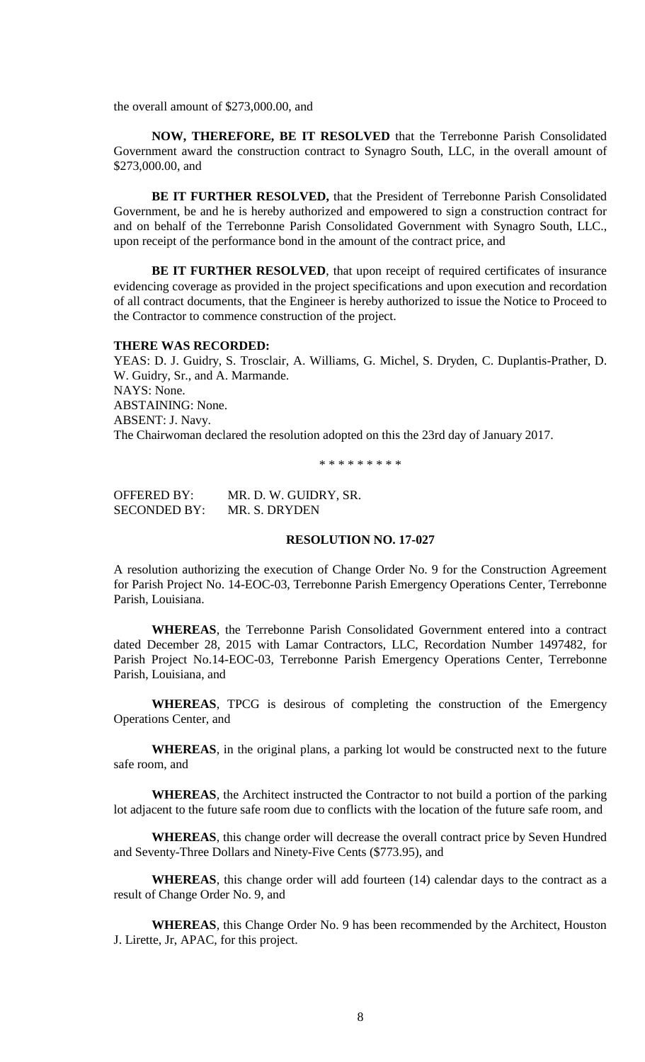the overall amount of $273,000.00, and

**NOW, THEREFORE, BE IT RESOLVED** that the Terrebonne Parish Consolidated Government award the construction contract to Synagro South, LLC, in the overall amount of $273,000.00, and

**BE IT FURTHER RESOLVED,** that the President of Terrebonne Parish Consolidated Government, be and he is hereby authorized and empowered to sign a construction contract for and on behalf of the Terrebonne Parish Consolidated Government with Synagro South, LLC., upon receipt of the performance bond in the amount of the contract price, and

**BE IT FURTHER RESOLVED**, that upon receipt of required certificates of insurance evidencing coverage as provided in the project specifications and upon execution and recordation of all contract documents, that the Engineer is hereby authorized to issue the Notice to Proceed to the Contractor to commence construction of the project.

**THERE WAS RECORDED:**

YEAS: D. J. Guidry, S. Trosclair, A. Williams, G. Michel, S. Dryden, C. Duplantis-Prather, D. W. Guidry, Sr., and A. Marmande.

NAYS: None.

ABSTAINING: None.

ABSENT: J. Navy.

The Chairwoman declared the resolution adopted on this the 23rd day of January 2017.

\* \* \* \* \* \* \* \* \*

OFFERED BY: MR. D. W. GUIDRY, SR.
SECONDED BY: MR. S. DRYDEN

**RESOLUTION NO. 17-027**

A resolution authorizing the execution of Change Order No. 9 for the Construction Agreement for Parish Project No. 14-EOC-03, Terrebonne Parish Emergency Operations Center, Terrebonne Parish, Louisiana.

**WHEREAS**, the Terrebonne Parish Consolidated Government entered into a contract dated December 28, 2015 with Lamar Contractors, LLC, Recordation Number 1497482, for Parish Project No.14-EOC-03, Terrebonne Parish Emergency Operations Center, Terrebonne Parish, Louisiana, and

**WHEREAS**, TPCG is desirous of completing the construction of the Emergency Operations Center, and

**WHEREAS**, in the original plans, a parking lot would be constructed next to the future safe room, and

**WHEREAS**, the Architect instructed the Contractor to not build a portion of the parking lot adjacent to the future safe room due to conflicts with the location of the future safe room, and

**WHEREAS**, this change order will decrease the overall contract price by Seven Hundred and Seventy-Three Dollars and Ninety-Five Cents ($773.95), and

**WHEREAS**, this change order will add fourteen (14) calendar days to the contract as a result of Change Order No. 9, and

**WHEREAS**, this Change Order No. 9 has been recommended by the Architect, Houston J. Lirette, Jr, APAC, for this project.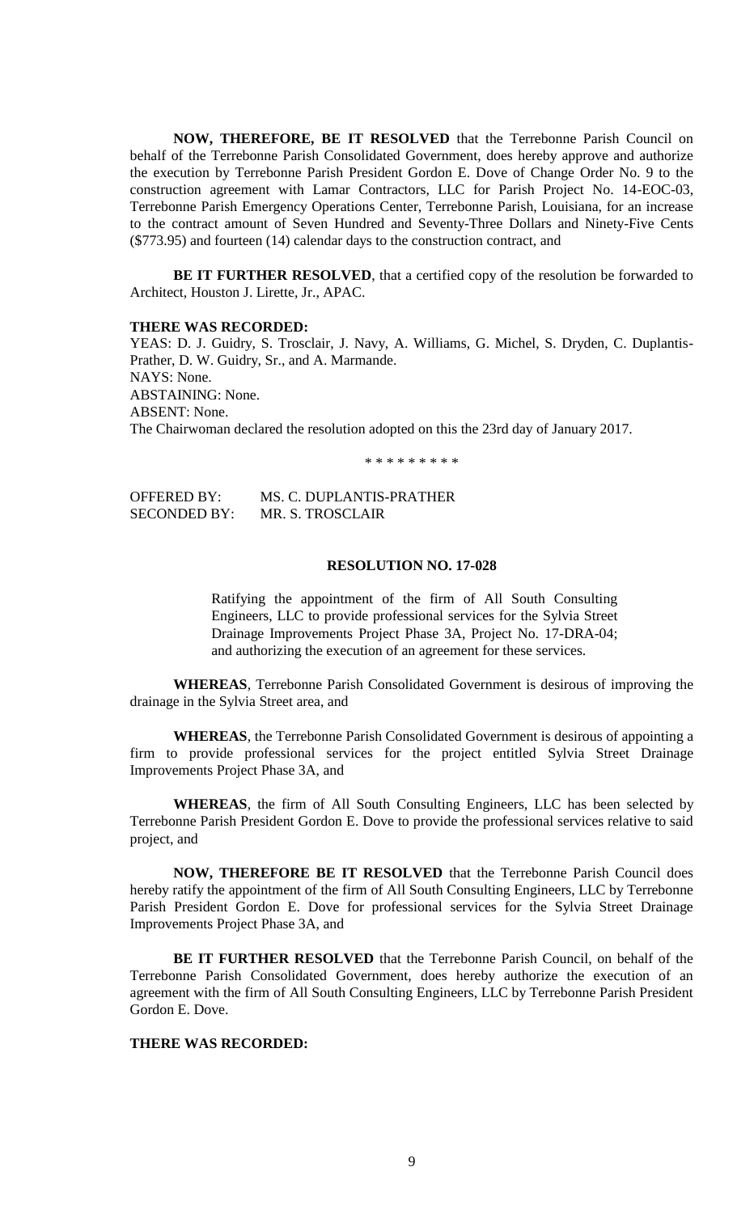**NOW, THEREFORE, BE IT RESOLVED** that the Terrebonne Parish Council on behalf of the Terrebonne Parish Consolidated Government, does hereby approve and authorize the execution by Terrebonne Parish President Gordon E. Dove of Change Order No. 9 to the construction agreement with Lamar Contractors, LLC for Parish Project No. 14-EOC-03, Terrebonne Parish Emergency Operations Center, Terrebonne Parish, Louisiana, for an increase to the contract amount of Seven Hundred and Seventy-Three Dollars and Ninety-Five Cents ($773.95) and fourteen (14) calendar days to the construction contract, and

**BE IT FURTHER RESOLVED**, that a certified copy of the resolution be forwarded to Architect, Houston J. Lirette, Jr., APAC.

**THERE WAS RECORDED:**

YEAS: D. J. Guidry, S. Trosclair, J. Navy, A. Williams, G. Michel, S. Dryden, C. Duplantis-Prather, D. W. Guidry, Sr., and A. Marmande.
NAYS: None.
ABSTAINING: None.
ABSENT: None.
The Chairwoman declared the resolution adopted on this the 23rd day of January 2017.

\* \* \* \* \* \* \* \* \*

OFFERED BY: MS. C. DUPLANTIS-PRATHER
SECONDED BY: MR. S. TROSCLAIR

**RESOLUTION NO. 17-028**

Ratifying the appointment of the firm of All South Consulting Engineers, LLC to provide professional services for the Sylvia Street Drainage Improvements Project Phase 3A, Project No. 17-DRA-04; and authorizing the execution of an agreement for these services.

**WHEREAS**, Terrebonne Parish Consolidated Government is desirous of improving the drainage in the Sylvia Street area, and

**WHEREAS**, the Terrebonne Parish Consolidated Government is desirous of appointing a firm to provide professional services for the project entitled Sylvia Street Drainage Improvements Project Phase 3A, and

**WHEREAS**, the firm of All South Consulting Engineers, LLC has been selected by Terrebonne Parish President Gordon E. Dove to provide the professional services relative to said project, and

**NOW, THEREFORE BE IT RESOLVED** that the Terrebonne Parish Council does hereby ratify the appointment of the firm of All South Consulting Engineers, LLC by Terrebonne Parish President Gordon E. Dove for professional services for the Sylvia Street Drainage Improvements Project Phase 3A, and

**BE IT FURTHER RESOLVED** that the Terrebonne Parish Council, on behalf of the Terrebonne Parish Consolidated Government, does hereby authorize the execution of an agreement with the firm of All South Consulting Engineers, LLC by Terrebonne Parish President Gordon E. Dove.

**THERE WAS RECORDED:**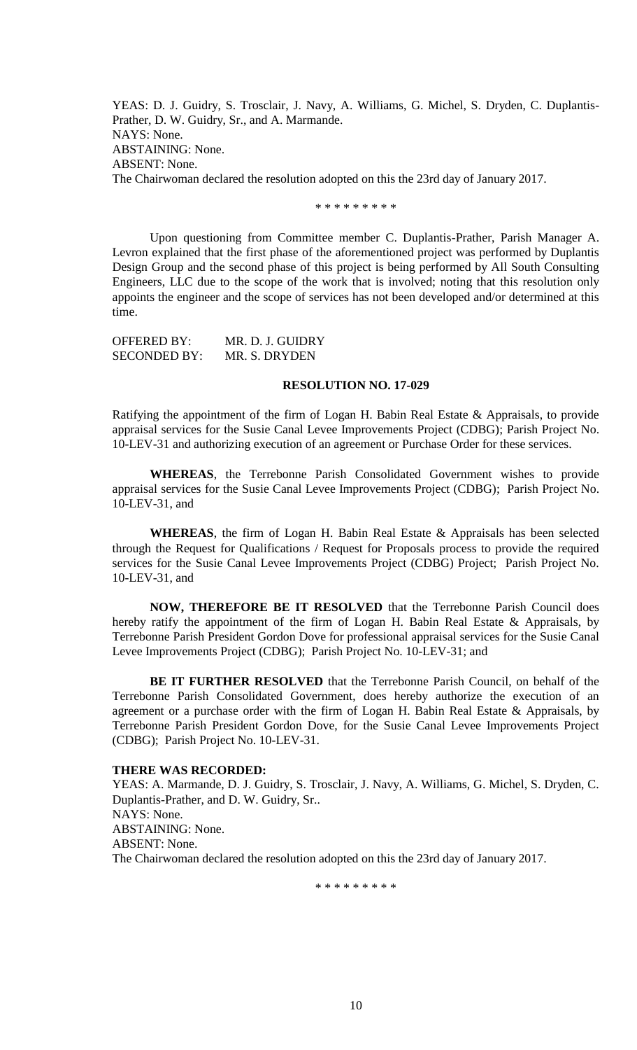YEAS: D. J. Guidry, S. Trosclair, J. Navy, A. Williams, G. Michel, S. Dryden, C. Duplantis-Prather, D. W. Guidry, Sr., and A. Marmande.
NAYS: None.
ABSTAINING: None.
ABSENT: None.
The Chairwoman declared the resolution adopted on this the 23rd day of January 2017.

\* \* \* \* \* \* \* \* \*

Upon questioning from Committee member C. Duplantis-Prather, Parish Manager A. Levron explained that the first phase of the aforementioned project was performed by Duplantis Design Group and the second phase of this project is being performed by All South Consulting Engineers, LLC due to the scope of the work that is involved; noting that this resolution only appoints the engineer and the scope of services has not been developed and/or determined at this time.

OFFERED BY: MR. D. J. GUIDRY
SECONDED BY: MR. S. DRYDEN

**RESOLUTION NO. 17-029**

Ratifying the appointment of the firm of Logan H. Babin Real Estate & Appraisals, to provide appraisal services for the Susie Canal Levee Improvements Project (CDBG); Parish Project No. 10-LEV-31 and authorizing execution of an agreement or Purchase Order for these services.

**WHEREAS**, the Terrebonne Parish Consolidated Government wishes to provide appraisal services for the Susie Canal Levee Improvements Project (CDBG); Parish Project No. 10-LEV-31, and

**WHEREAS**, the firm of Logan H. Babin Real Estate & Appraisals has been selected through the Request for Qualifications / Request for Proposals process to provide the required services for the Susie Canal Levee Improvements Project (CDBG) Project; Parish Project No. 10-LEV-31, and

**NOW, THEREFORE BE IT RESOLVED** that the Terrebonne Parish Council does hereby ratify the appointment of the firm of Logan H. Babin Real Estate & Appraisals, by Terrebonne Parish President Gordon Dove for professional appraisal services for the Susie Canal Levee Improvements Project (CDBG); Parish Project No. 10-LEV-31; and

**BE IT FURTHER RESOLVED** that the Terrebonne Parish Council, on behalf of the Terrebonne Parish Consolidated Government, does hereby authorize the execution of an agreement or a purchase order with the firm of Logan H. Babin Real Estate & Appraisals, by Terrebonne Parish President Gordon Dove, for the Susie Canal Levee Improvements Project (CDBG); Parish Project No. 10-LEV-31.

**THERE WAS RECORDED:**
YEAS: A. Marmande, D. J. Guidry, S. Trosclair, J. Navy, A. Williams, G. Michel, S. Dryden, C. Duplantis-Prather, and D. W. Guidry, Sr..
NAYS: None.
ABSTAINING: None.
ABSENT: None.
The Chairwoman declared the resolution adopted on this the 23rd day of January 2017.

\* \* \* \* \* \* \* \* \*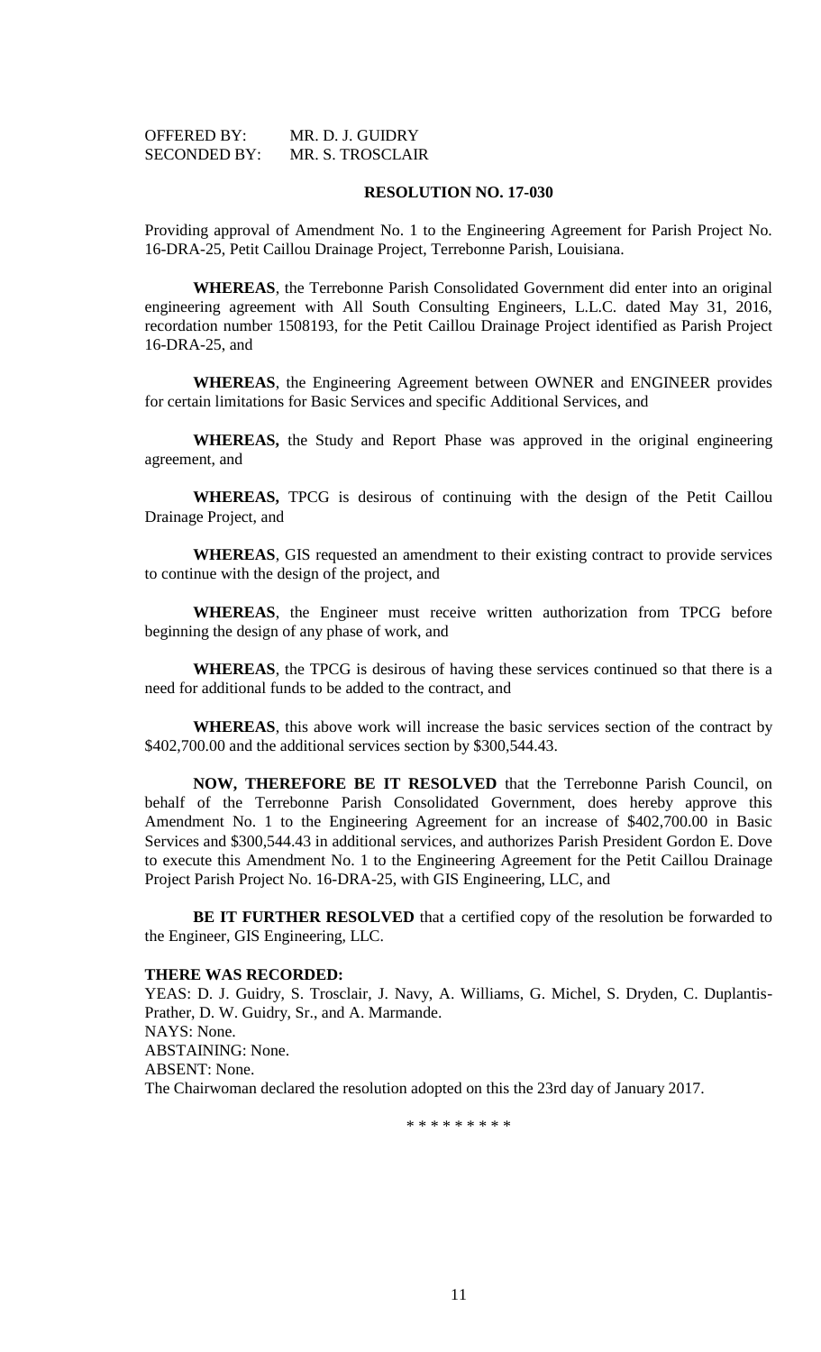OFFERED BY: MR. D. J. GUIDRY
SECONDED BY: MR. S. TROSCLAIR

**RESOLUTION NO. 17-030**

Providing approval of Amendment No. 1 to the Engineering Agreement for Parish Project No. 16-DRA-25, Petit Caillou Drainage Project, Terrebonne Parish, Louisiana.

**WHEREAS**, the Terrebonne Parish Consolidated Government did enter into an original engineering agreement with All South Consulting Engineers, L.L.C. dated May 31, 2016, recordation number 1508193, for the Petit Caillou Drainage Project identified as Parish Project 16-DRA-25, and

**WHEREAS**, the Engineering Agreement between OWNER and ENGINEER provides for certain limitations for Basic Services and specific Additional Services, and

**WHEREAS,** the Study and Report Phase was approved in the original engineering agreement, and

**WHEREAS,** TPCG is desirous of continuing with the design of the Petit Caillou Drainage Project, and

**WHEREAS**, GIS requested an amendment to their existing contract to provide services to continue with the design of the project, and

**WHEREAS**, the Engineer must receive written authorization from TPCG before beginning the design of any phase of work, and

**WHEREAS**, the TPCG is desirous of having these services continued so that there is a need for additional funds to be added to the contract, and

**WHEREAS**, this above work will increase the basic services section of the contract by $402,700.00 and the additional services section by $300,544.43.

**NOW, THEREFORE BE IT RESOLVED** that the Terrebonne Parish Council, on behalf of the Terrebonne Parish Consolidated Government, does hereby approve this Amendment No. 1 to the Engineering Agreement for an increase of $402,700.00 in Basic Services and $300,544.43 in additional services, and authorizes Parish President Gordon E. Dove to execute this Amendment No. 1 to the Engineering Agreement for the Petit Caillou Drainage Project Parish Project No. 16-DRA-25, with GIS Engineering, LLC, and

**BE IT FURTHER RESOLVED** that a certified copy of the resolution be forwarded to the Engineer, GIS Engineering, LLC.

**THERE WAS RECORDED:**
YEAS: D. J. Guidry, S. Trosclair, J. Navy, A. Williams, G. Michel, S. Dryden, C. Duplantis-Prather, D. W. Guidry, Sr., and A. Marmande.
NAYS: None.
ABSTAINING: None.
ABSENT: None.
The Chairwoman declared the resolution adopted on this the 23rd day of January 2017.

\* \* \* \* \* \* \* \* \*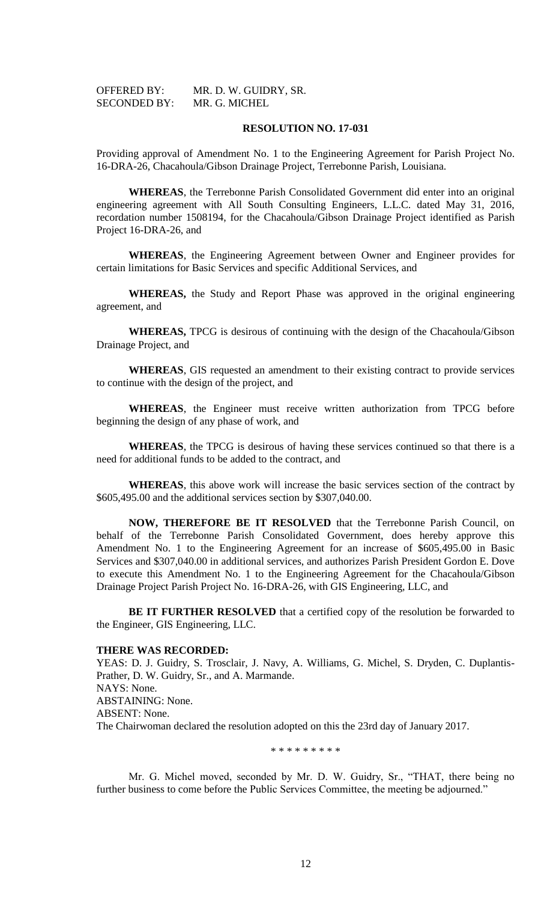OFFERED BY: MR. D. W. GUIDRY, SR.
SECONDED BY: MR. G. MICHEL

**RESOLUTION NO. 17-031**

Providing approval of Amendment No. 1 to the Engineering Agreement for Parish Project No. 16-DRA-26, Chacahoula/Gibson Drainage Project, Terrebonne Parish, Louisiana.

**WHEREAS**, the Terrebonne Parish Consolidated Government did enter into an original engineering agreement with All South Consulting Engineers, L.L.C. dated May 31, 2016, recordation number 1508194, for the Chacahoula/Gibson Drainage Project identified as Parish Project 16-DRA-26, and

**WHEREAS**, the Engineering Agreement between Owner and Engineer provides for certain limitations for Basic Services and specific Additional Services, and

**WHEREAS,** the Study and Report Phase was approved in the original engineering agreement, and

**WHEREAS,** TPCG is desirous of continuing with the design of the Chacahoula/Gibson Drainage Project, and

**WHEREAS**, GIS requested an amendment to their existing contract to provide services to continue with the design of the project, and

**WHEREAS**, the Engineer must receive written authorization from TPCG before beginning the design of any phase of work, and

**WHEREAS**, the TPCG is desirous of having these services continued so that there is a need for additional funds to be added to the contract, and

**WHEREAS**, this above work will increase the basic services section of the contract by $605,495.00 and the additional services section by $307,040.00.

**NOW, THEREFORE BE IT RESOLVED** that the Terrebonne Parish Council, on behalf of the Terrebonne Parish Consolidated Government, does hereby approve this Amendment No. 1 to the Engineering Agreement for an increase of $605,495.00 in Basic Services and $307,040.00 in additional services, and authorizes Parish President Gordon E. Dove to execute this Amendment No. 1 to the Engineering Agreement for the Chacahoula/Gibson Drainage Project Parish Project No. 16-DRA-26, with GIS Engineering, LLC, and

**BE IT FURTHER RESOLVED** that a certified copy of the resolution be forwarded to the Engineer, GIS Engineering, LLC.

**THERE WAS RECORDED:**
YEAS: D. J. Guidry, S. Trosclair, J. Navy, A. Williams, G. Michel, S. Dryden, C. Duplantis-Prather, D. W. Guidry, Sr., and A. Marmande.
NAYS: None.
ABSTAINING: None.
ABSENT: None.
The Chairwoman declared the resolution adopted on this the 23rd day of January 2017.

\* \* \* \* \* \* \* \* \*

Mr. G. Michel moved, seconded by Mr. D. W. Guidry, Sr., "THAT, there being no further business to come before the Public Services Committee, the meeting be adjourned."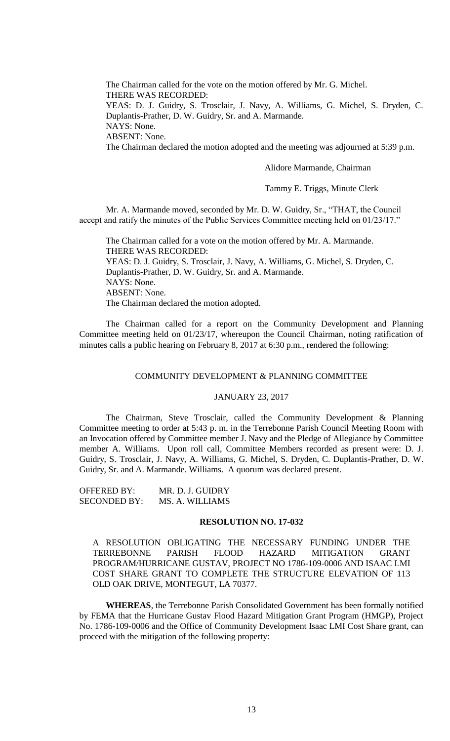The Chairman called for the vote on the motion offered by Mr. G. Michel.
THERE WAS RECORDED:
YEAS: D. J. Guidry, S. Trosclair, J. Navy, A. Williams, G. Michel, S. Dryden, C. Duplantis-Prather, D. W. Guidry, Sr. and A. Marmande.
NAYS: None.
ABSENT: None.
The Chairman declared the motion adopted and the meeting was adjourned at 5:39 p.m.

Alidore Marmande, Chairman

Tammy E. Triggs, Minute Clerk

Mr. A. Marmande moved, seconded by Mr. D. W. Guidry, Sr., "THAT, the Council accept and ratify the minutes of the Public Services Committee meeting held on 01/23/17."

The Chairman called for a vote on the motion offered by Mr. A. Marmande.
THERE WAS RECORDED:
YEAS: D. J. Guidry, S. Trosclair, J. Navy, A. Williams, G. Michel, S. Dryden, C. Duplantis-Prather, D. W. Guidry, Sr. and A. Marmande.
NAYS: None.
ABSENT: None.
The Chairman declared the motion adopted.

The Chairman called for a report on the Community Development and Planning Committee meeting held on 01/23/17, whereupon the Council Chairman, noting ratification of minutes calls a public hearing on February 8, 2017 at 6:30 p.m., rendered the following:

COMMUNITY DEVELOPMENT & PLANNING COMMITTEE

JANUARY 23, 2017

The Chairman, Steve Trosclair, called the Community Development & Planning Committee meeting to order at 5:43 p. m. in the Terrebonne Parish Council Meeting Room with an Invocation offered by Committee member J. Navy and the Pledge of Allegiance by Committee member A. Williams. Upon roll call, Committee Members recorded as present were: D. J. Guidry, S. Trosclair, J. Navy, A. Williams, G. Michel, S. Dryden, C. Duplantis-Prather, D. W. Guidry, Sr. and A. Marmande. Williams. A quorum was declared present.

OFFERED BY: MR. D. J. GUIDRY
SECONDED BY: MS. A. WILLIAMS

**RESOLUTION NO. 17-032**

A RESOLUTION OBLIGATING THE NECESSARY FUNDING UNDER THE TERREBONNE PARISH FLOOD HAZARD MITIGATION GRANT PROGRAM/HURRICANE GUSTAV, PROJECT NO 1786-109-0006 AND ISAAC LMI COST SHARE GRANT TO COMPLETE THE STRUCTURE ELEVATION OF 113 OLD OAK DRIVE, MONTEGUT, LA 70377.

**WHEREAS**, the Terrebonne Parish Consolidated Government has been formally notified by FEMA that the Hurricane Gustav Flood Hazard Mitigation Grant Program (HMGP), Project No. 1786-109-0006 and the Office of Community Development Isaac LMI Cost Share grant, can proceed with the mitigation of the following property: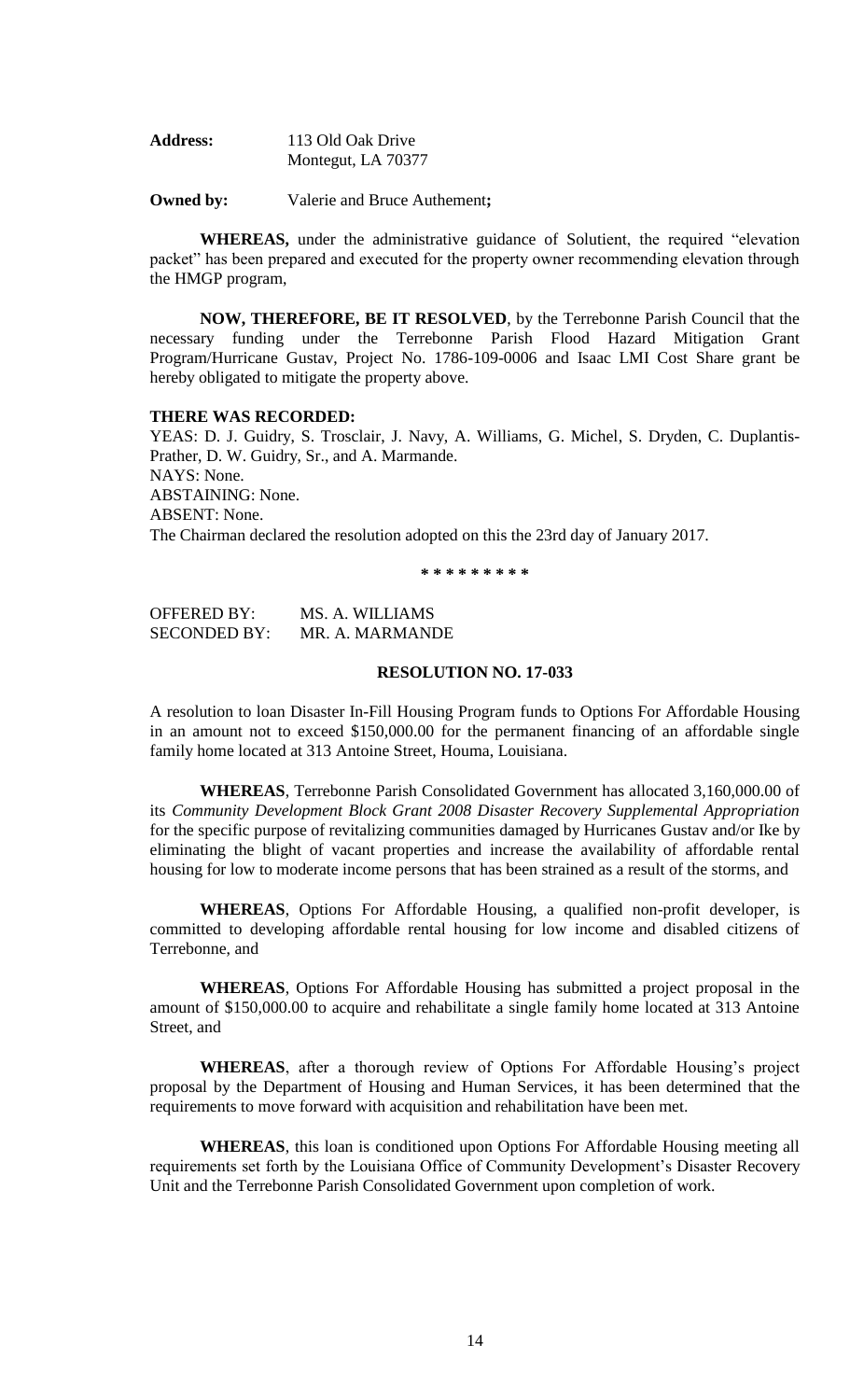**Address:** 113 Old Oak Drive
Montegut, LA 70377

**Owned by:** Valerie and Bruce Authement**;**

**WHEREAS,** under the administrative guidance of Solutient, the required "elevation packet" has been prepared and executed for the property owner recommending elevation through the HMGP program,

**NOW, THEREFORE, BE IT RESOLVED**, by the Terrebonne Parish Council that the necessary funding under the Terrebonne Parish Flood Hazard Mitigation Grant Program/Hurricane Gustav, Project No. 1786-109-0006 and Isaac LMI Cost Share grant be hereby obligated to mitigate the property above.

**THERE WAS RECORDED:**

YEAS: D. J. Guidry, S. Trosclair, J. Navy, A. Williams, G. Michel, S. Dryden, C. Duplantis-Prather, D. W. Guidry, Sr., and A. Marmande.
NAYS: None.
ABSTAINING: None.
ABSENT: None.
The Chairman declared the resolution adopted on this the 23rd day of January 2017.

**\* \* \* \* \* \* \* \* \***

OFFERED BY: MS. A. WILLIAMS
SECONDED BY: MR. A. MARMANDE

**RESOLUTION NO. 17-033**

A resolution to loan Disaster In-Fill Housing Program funds to Options For Affordable Housing in an amount not to exceed $150,000.00 for the permanent financing of an affordable single family home located at 313 Antoine Street, Houma, Louisiana.

**WHEREAS**, Terrebonne Parish Consolidated Government has allocated 3,160,000.00 of its *Community Development Block Grant 2008 Disaster Recovery Supplemental Appropriation* for the specific purpose of revitalizing communities damaged by Hurricanes Gustav and/or Ike by eliminating the blight of vacant properties and increase the availability of affordable rental housing for low to moderate income persons that has been strained as a result of the storms, and

**WHEREAS**, Options For Affordable Housing, a qualified non-profit developer, is committed to developing affordable rental housing for low income and disabled citizens of Terrebonne, and

**WHEREAS**, Options For Affordable Housing has submitted a project proposal in the amount of $150,000.00 to acquire and rehabilitate a single family home located at 313 Antoine Street, and

**WHEREAS**, after a thorough review of Options For Affordable Housing's project proposal by the Department of Housing and Human Services, it has been determined that the requirements to move forward with acquisition and rehabilitation have been met.

**WHEREAS**, this loan is conditioned upon Options For Affordable Housing meeting all requirements set forth by the Louisiana Office of Community Development's Disaster Recovery Unit and the Terrebonne Parish Consolidated Government upon completion of work.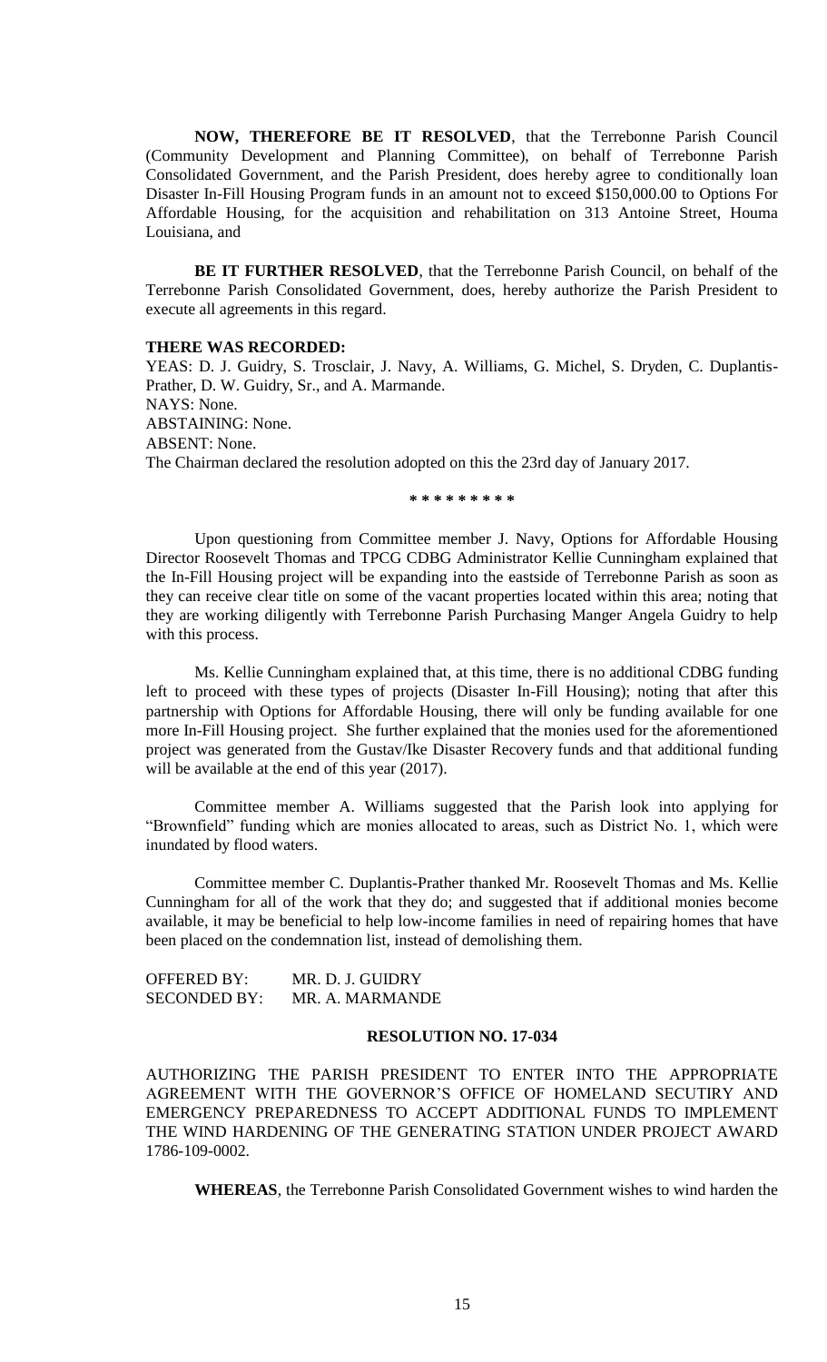**NOW, THEREFORE BE IT RESOLVED**, that the Terrebonne Parish Council (Community Development and Planning Committee), on behalf of Terrebonne Parish Consolidated Government, and the Parish President, does hereby agree to conditionally loan Disaster In-Fill Housing Program funds in an amount not to exceed $150,000.00 to Options For Affordable Housing, for the acquisition and rehabilitation on 313 Antoine Street, Houma Louisiana, and

**BE IT FURTHER RESOLVED**, that the Terrebonne Parish Council, on behalf of the Terrebonne Parish Consolidated Government, does, hereby authorize the Parish President to execute all agreements in this regard.

**THERE WAS RECORDED:**

YEAS: D. J. Guidry, S. Trosclair, J. Navy, A. Williams, G. Michel, S. Dryden, C. Duplantis-Prather, D. W. Guidry, Sr., and A. Marmande.
NAYS: None.
ABSTAINING: None.
ABSENT: None.
The Chairman declared the resolution adopted on this the 23rd day of January 2017.

**\* \* \* \* \* \* \* \* \***

Upon questioning from Committee member J. Navy, Options for Affordable Housing Director Roosevelt Thomas and TPCG CDBG Administrator Kellie Cunningham explained that the In-Fill Housing project will be expanding into the eastside of Terrebonne Parish as soon as they can receive clear title on some of the vacant properties located within this area; noting that they are working diligently with Terrebonne Parish Purchasing Manger Angela Guidry to help with this process.

Ms. Kellie Cunningham explained that, at this time, there is no additional CDBG funding left to proceed with these types of projects (Disaster In-Fill Housing); noting that after this partnership with Options for Affordable Housing, there will only be funding available for one more In-Fill Housing project. She further explained that the monies used for the aforementioned project was generated from the Gustav/Ike Disaster Recovery funds and that additional funding will be available at the end of this year (2017).

Committee member A. Williams suggested that the Parish look into applying for "Brownfield" funding which are monies allocated to areas, such as District No. 1, which were inundated by flood waters.

Committee member C. Duplantis-Prather thanked Mr. Roosevelt Thomas and Ms. Kellie Cunningham for all of the work that they do; and suggested that if additional monies become available, it may be beneficial to help low-income families in need of repairing homes that have been placed on the condemnation list, instead of demolishing them.

OFFERED BY: MR. D. J. GUIDRY
SECONDED BY: MR. A. MARMANDE

**RESOLUTION NO. 17-034**

AUTHORIZING THE PARISH PRESIDENT TO ENTER INTO THE APPROPRIATE AGREEMENT WITH THE GOVERNOR'S OFFICE OF HOMELAND SECUTIRY AND EMERGENCY PREPAREDNESS TO ACCEPT ADDITIONAL FUNDS TO IMPLEMENT THE WIND HARDENING OF THE GENERATING STATION UNDER PROJECT AWARD 1786-109-0002.

**WHEREAS**, the Terrebonne Parish Consolidated Government wishes to wind harden the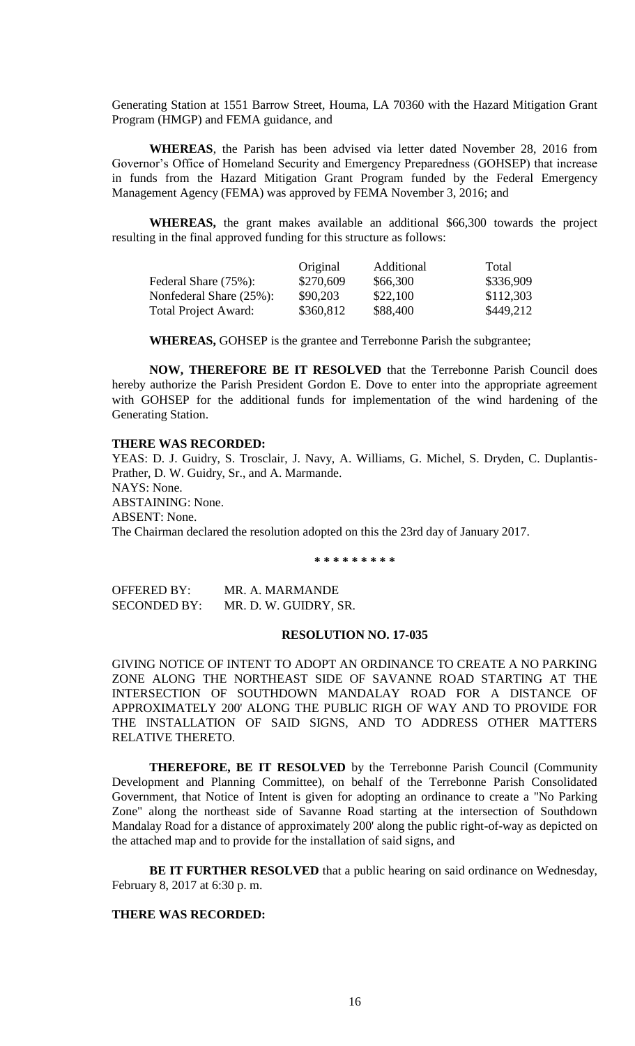Generating Station at 1551 Barrow Street, Houma, LA 70360 with the Hazard Mitigation Grant Program (HMGP) and FEMA guidance, and

**WHEREAS**, the Parish has been advised via letter dated November 28, 2016 from Governor's Office of Homeland Security and Emergency Preparedness (GOHSEP) that increase in funds from the Hazard Mitigation Grant Program funded by the Federal Emergency Management Agency (FEMA) was approved by FEMA November 3, 2016; and

**WHEREAS,** the grant makes available an additional $66,300 towards the project resulting in the final approved funding for this structure as follows:

| | Original | Additional | Total |
|---|---|---|---|
| Federal Share (75%): | $270,609 | $66,300 | $336,909 |
| Nonfederal Share (25%): | $90,203 | $22,100 | $112,303 |
| Total Project Award: | $360,812 | $88,400 | $449,212 |

**WHEREAS,** GOHSEP is the grantee and Terrebonne Parish the subgrantee;

**NOW, THEREFORE BE IT RESOLVED** that the Terrebonne Parish Council does hereby authorize the Parish President Gordon E. Dove to enter into the appropriate agreement with GOHSEP for the additional funds for implementation of the wind hardening of the Generating Station.

**THERE WAS RECORDED:**

YEAS: D. J. Guidry, S. Trosclair, J. Navy, A. Williams, G. Michel, S. Dryden, C. Duplantis-Prather, D. W. Guidry, Sr., and A. Marmande.
NAYS: None.
ABSTAINING: None.
ABSENT: None.
The Chairman declared the resolution adopted on this the 23rd day of January 2017.

**\* \* \* \* \* \* \* \* \***

OFFERED BY: MR. A. MARMANDE
SECONDED BY: MR. D. W. GUIDRY, SR.

**RESOLUTION NO. 17-035**

GIVING NOTICE OF INTENT TO ADOPT AN ORDINANCE TO CREATE A NO PARKING ZONE ALONG THE NORTHEAST SIDE OF SAVANNE ROAD STARTING AT THE INTERSECTION OF SOUTHDOWN MANDALAY ROAD FOR A DISTANCE OF APPROXIMATELY 200' ALONG THE PUBLIC RIGH OF WAY AND TO PROVIDE FOR THE INSTALLATION OF SAID SIGNS, AND TO ADDRESS OTHER MATTERS RELATIVE THERETO.

**THEREFORE, BE IT RESOLVED** by the Terrebonne Parish Council (Community Development and Planning Committee), on behalf of the Terrebonne Parish Consolidated Government, that Notice of Intent is given for adopting an ordinance to create a "No Parking Zone" along the northeast side of Savanne Road starting at the intersection of Southdown Mandalay Road for a distance of approximately 200' along the public right-of-way as depicted on the attached map and to provide for the installation of said signs, and

**BE IT FURTHER RESOLVED** that a public hearing on said ordinance on Wednesday, February 8, 2017 at 6:30 p. m.

**THERE WAS RECORDED:**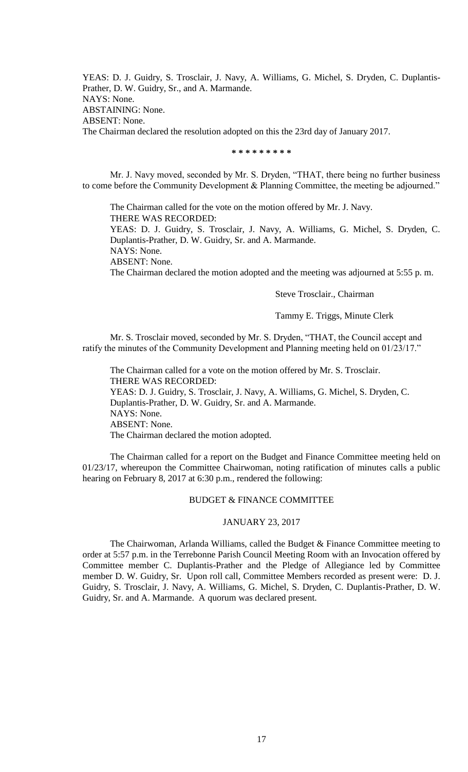YEAS: D. J. Guidry, S. Trosclair, J. Navy, A. Williams, G. Michel, S. Dryden, C. Duplantis-Prather, D. W. Guidry, Sr., and A. Marmande.
NAYS: None.
ABSTAINING: None.
ABSENT: None.
The Chairman declared the resolution adopted on this the 23rd day of January 2017.

\* \* \* \* \* \* \* \* \*

Mr. J. Navy moved, seconded by Mr. S. Dryden, "THAT, there being no further business to come before the Community Development & Planning Committee, the meeting be adjourned."

The Chairman called for the vote on the motion offered by Mr. J. Navy.
THERE WAS RECORDED:
YEAS: D. J. Guidry, S. Trosclair, J. Navy, A. Williams, G. Michel, S. Dryden, C. Duplantis-Prather, D. W. Guidry, Sr. and A. Marmande.
NAYS: None.
ABSENT: None.
The Chairman declared the motion adopted and the meeting was adjourned at 5:55 p. m.

Steve Trosclair., Chairman

Tammy E. Triggs, Minute Clerk

Mr. S. Trosclair moved, seconded by Mr. S. Dryden, "THAT, the Council accept and ratify the minutes of the Community Development and Planning meeting held on 01/23/17."

The Chairman called for a vote on the motion offered by Mr. S. Trosclair.
THERE WAS RECORDED:
YEAS: D. J. Guidry, S. Trosclair, J. Navy, A. Williams, G. Michel, S. Dryden, C. Duplantis-Prather, D. W. Guidry, Sr. and A. Marmande.
NAYS: None.
ABSENT: None.
The Chairman declared the motion adopted.

The Chairman called for a report on the Budget and Finance Committee meeting held on 01/23/17, whereupon the Committee Chairwoman, noting ratification of minutes calls a public hearing on February 8, 2017 at 6:30 p.m., rendered the following:

BUDGET & FINANCE COMMITTEE

JANUARY 23, 2017

The Chairwoman, Arlanda Williams, called the Budget & Finance Committee meeting to order at 5:57 p.m. in the Terrebonne Parish Council Meeting Room with an Invocation offered by Committee member C. Duplantis-Prather and the Pledge of Allegiance led by Committee member D. W. Guidry, Sr. Upon roll call, Committee Members recorded as present were: D. J. Guidry, S. Trosclair, J. Navy, A. Williams, G. Michel, S. Dryden, C. Duplantis-Prather, D. W. Guidry, Sr. and A. Marmande. A quorum was declared present.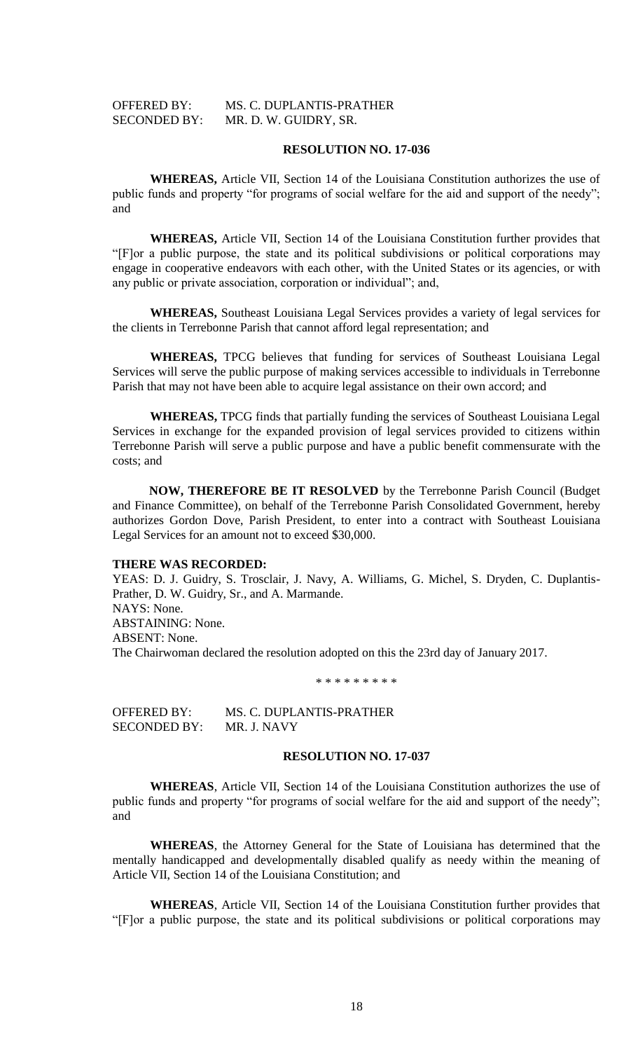OFFERED BY: MS. C. DUPLANTIS-PRATHER
SECONDED BY: MR. D. W. GUIDRY, SR.

**RESOLUTION NO. 17-036**

**WHEREAS,** Article VII, Section 14 of the Louisiana Constitution authorizes the use of public funds and property "for programs of social welfare for the aid and support of the needy"; and

**WHEREAS,** Article VII, Section 14 of the Louisiana Constitution further provides that "[F]or a public purpose, the state and its political subdivisions or political corporations may engage in cooperative endeavors with each other, with the United States or its agencies, or with any public or private association, corporation or individual"; and,

**WHEREAS,** Southeast Louisiana Legal Services provides a variety of legal services for the clients in Terrebonne Parish that cannot afford legal representation; and

**WHEREAS,** TPCG believes that funding for services of Southeast Louisiana Legal Services will serve the public purpose of making services accessible to individuals in Terrebonne Parish that may not have been able to acquire legal assistance on their own accord; and

**WHEREAS,** TPCG finds that partially funding the services of Southeast Louisiana Legal Services in exchange for the expanded provision of legal services provided to citizens within Terrebonne Parish will serve a public purpose and have a public benefit commensurate with the costs; and

**NOW, THEREFORE BE IT RESOLVED** by the Terrebonne Parish Council (Budget and Finance Committee), on behalf of the Terrebonne Parish Consolidated Government, hereby authorizes Gordon Dove, Parish President, to enter into a contract with Southeast Louisiana Legal Services for an amount not to exceed $30,000.

**THERE WAS RECORDED:**
YEAS: D. J. Guidry, S. Trosclair, J. Navy, A. Williams, G. Michel, S. Dryden, C. Duplantis-Prather, D. W. Guidry, Sr., and A. Marmande.
NAYS: None.
ABSTAINING: None.
ABSENT: None.
The Chairwoman declared the resolution adopted on this the 23rd day of January 2017.

\* \* \* \* \* \* \* \* \*

OFFERED BY: MS. C. DUPLANTIS-PRATHER
SECONDED BY: MR. J. NAVY

**RESOLUTION NO. 17-037**

**WHEREAS**, Article VII, Section 14 of the Louisiana Constitution authorizes the use of public funds and property "for programs of social welfare for the aid and support of the needy"; and

**WHEREAS**, the Attorney General for the State of Louisiana has determined that the mentally handicapped and developmentally disabled qualify as needy within the meaning of Article VII, Section 14 of the Louisiana Constitution; and

**WHEREAS**, Article VII, Section 14 of the Louisiana Constitution further provides that "[F]or a public purpose, the state and its political subdivisions or political corporations may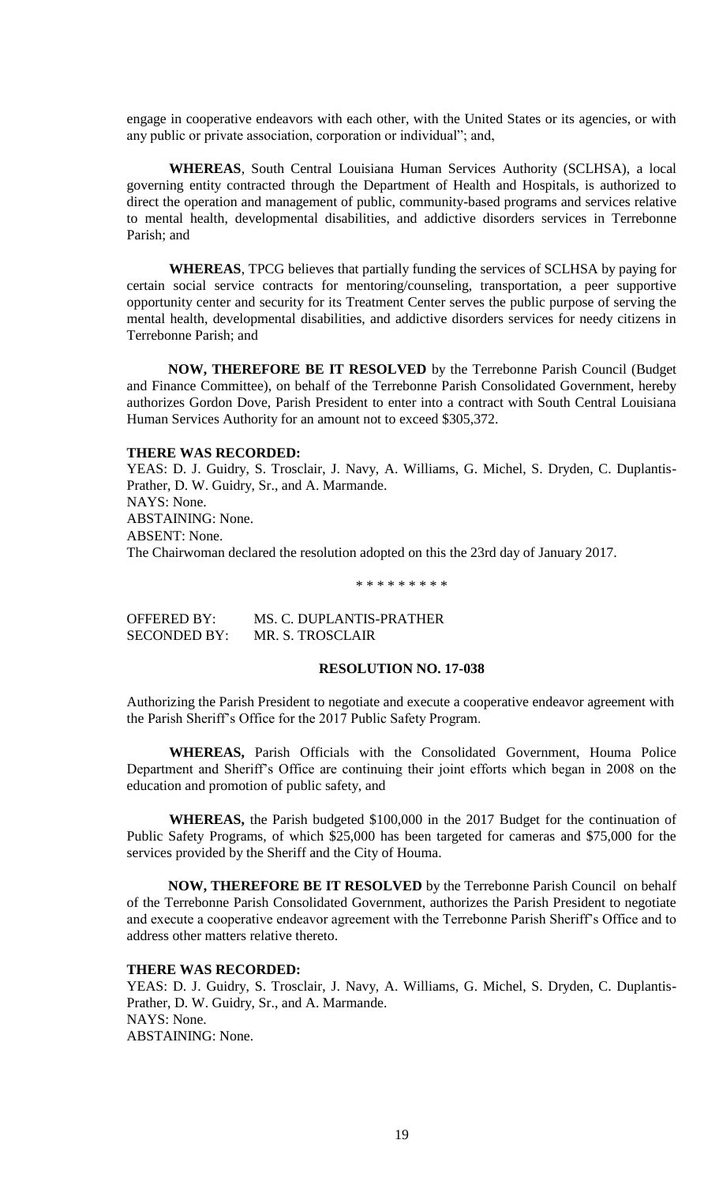engage in cooperative endeavors with each other, with the United States or its agencies, or with any public or private association, corporation or individual"; and,

**WHEREAS**, South Central Louisiana Human Services Authority (SCLHSA), a local governing entity contracted through the Department of Health and Hospitals, is authorized to direct the operation and management of public, community-based programs and services relative to mental health, developmental disabilities, and addictive disorders services in Terrebonne Parish; and

**WHEREAS**, TPCG believes that partially funding the services of SCLHSA by paying for certain social service contracts for mentoring/counseling, transportation, a peer supportive opportunity center and security for its Treatment Center serves the public purpose of serving the mental health, developmental disabilities, and addictive disorders services for needy citizens in Terrebonne Parish; and

**NOW, THEREFORE BE IT RESOLVED** by the Terrebonne Parish Council (Budget and Finance Committee), on behalf of the Terrebonne Parish Consolidated Government, hereby authorizes Gordon Dove, Parish President to enter into a contract with South Central Louisiana Human Services Authority for an amount not to exceed $305,372.

**THERE WAS RECORDED:**

YEAS: D. J. Guidry, S. Trosclair, J. Navy, A. Williams, G. Michel, S. Dryden, C. Duplantis-Prather, D. W. Guidry, Sr., and A. Marmande.
NAYS: None.
ABSTAINING: None.
ABSENT: None.
The Chairwoman declared the resolution adopted on this the 23rd day of January 2017.

\* \* \* \* \* \* \* \* \*

OFFERED BY: MS. C. DUPLANTIS-PRATHER
SECONDED BY: MR. S. TROSCLAIR

**RESOLUTION NO. 17-038**

Authorizing the Parish President to negotiate and execute a cooperative endeavor agreement with the Parish Sheriff's Office for the 2017 Public Safety Program.

**WHEREAS,** Parish Officials with the Consolidated Government, Houma Police Department and Sheriff's Office are continuing their joint efforts which began in 2008 on the education and promotion of public safety, and

**WHEREAS,** the Parish budgeted $100,000 in the 2017 Budget for the continuation of Public Safety Programs, of which $25,000 has been targeted for cameras and $75,000 for the services provided by the Sheriff and the City of Houma.

**NOW, THEREFORE BE IT RESOLVED** by the Terrebonne Parish Council on behalf of the Terrebonne Parish Consolidated Government, authorizes the Parish President to negotiate and execute a cooperative endeavor agreement with the Terrebonne Parish Sheriff's Office and to address other matters relative thereto.

**THERE WAS RECORDED:**

YEAS: D. J. Guidry, S. Trosclair, J. Navy, A. Williams, G. Michel, S. Dryden, C. Duplantis-Prather, D. W. Guidry, Sr., and A. Marmande.
NAYS: None.
ABSTAINING: None.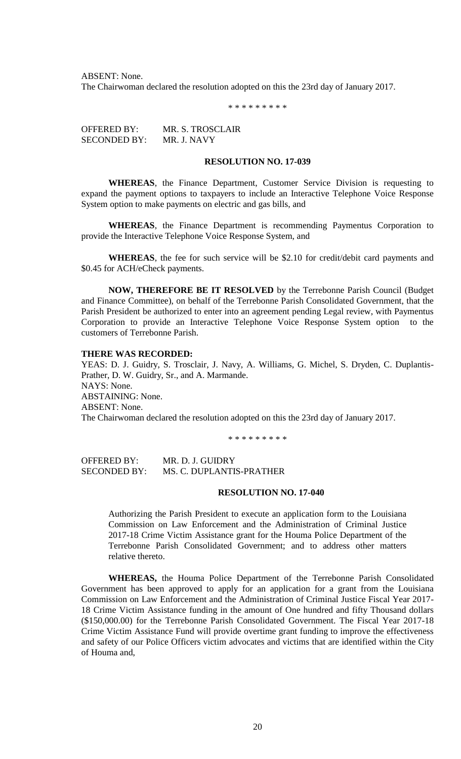ABSENT: None.
The Chairwoman declared the resolution adopted on this the 23rd day of January 2017.

\* \* \* \* \* \* \* \* \*

OFFERED BY: MR. S. TROSCLAIR
SECONDED BY: MR. J. NAVY

**RESOLUTION NO. 17-039**

**WHEREAS**, the Finance Department, Customer Service Division is requesting to expand the payment options to taxpayers to include an Interactive Telephone Voice Response System option to make payments on electric and gas bills, and

**WHEREAS**, the Finance Department is recommending Paymentus Corporation to provide the Interactive Telephone Voice Response System, and

**WHEREAS**, the fee for such service will be $2.10 for credit/debit card payments and $0.45 for ACH/eCheck payments.

**NOW, THEREFORE BE IT RESOLVED** by the Terrebonne Parish Council (Budget and Finance Committee), on behalf of the Terrebonne Parish Consolidated Government, that the Parish President be authorized to enter into an agreement pending Legal review, with Paymentus Corporation to provide an Interactive Telephone Voice Response System option to the customers of Terrebonne Parish.

**THERE WAS RECORDED:**
YEAS: D. J. Guidry, S. Trosclair, J. Navy, A. Williams, G. Michel, S. Dryden, C. Duplantis-Prather, D. W. Guidry, Sr., and A. Marmande.
NAYS: None.
ABSTAINING: None.
ABSENT: None.
The Chairwoman declared the resolution adopted on this the 23rd day of January 2017.

\* \* \* \* \* \* \* \* \*

OFFERED BY: MR. D. J. GUIDRY
SECONDED BY: MS. C. DUPLANTIS-PRATHER

**RESOLUTION NO. 17-040**

Authorizing the Parish President to execute an application form to the Louisiana Commission on Law Enforcement and the Administration of Criminal Justice 2017-18 Crime Victim Assistance grant for the Houma Police Department of the Terrebonne Parish Consolidated Government; and to address other matters relative thereto.

**WHEREAS,** the Houma Police Department of the Terrebonne Parish Consolidated Government has been approved to apply for an application for a grant from the Louisiana Commission on Law Enforcement and the Administration of Criminal Justice Fiscal Year 2017-18 Crime Victim Assistance funding in the amount of One hundred and fifty Thousand dollars ($150,000.00) for the Terrebonne Parish Consolidated Government. The Fiscal Year 2017-18 Crime Victim Assistance Fund will provide overtime grant funding to improve the effectiveness and safety of our Police Officers victim advocates and victims that are identified within the City of Houma and,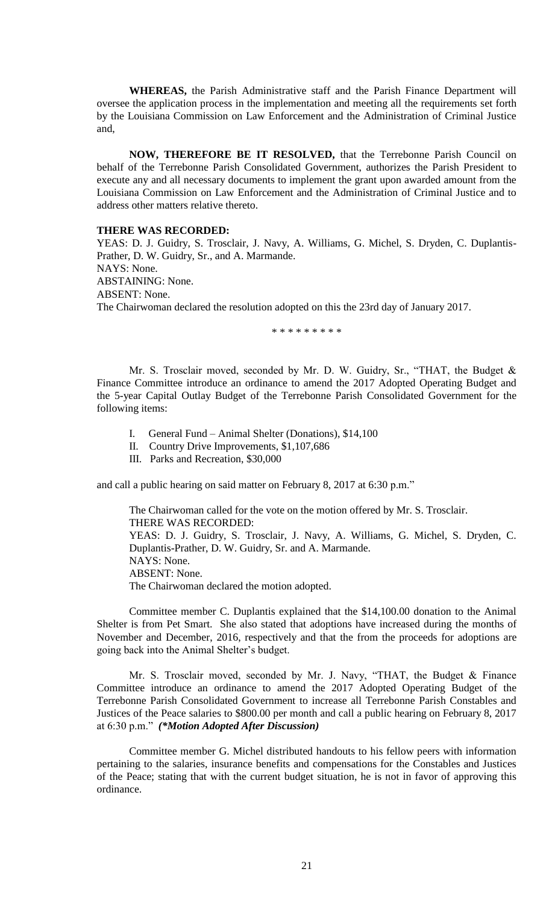**WHEREAS,** the Parish Administrative staff and the Parish Finance Department will oversee the application process in the implementation and meeting all the requirements set forth by the Louisiana Commission on Law Enforcement and the Administration of Criminal Justice and,

**NOW, THEREFORE BE IT RESOLVED,** that the Terrebonne Parish Council on behalf of the Terrebonne Parish Consolidated Government, authorizes the Parish President to execute any and all necessary documents to implement the grant upon awarded amount from the Louisiana Commission on Law Enforcement and the Administration of Criminal Justice and to address other matters relative thereto.

**THERE WAS RECORDED:**

YEAS: D. J. Guidry, S. Trosclair, J. Navy, A. Williams, G. Michel, S. Dryden, C. Duplantis-Prather, D. W. Guidry, Sr., and A. Marmande.
NAYS: None.
ABSTAINING: None.
ABSENT: None.
The Chairwoman declared the resolution adopted on this the 23rd day of January 2017.

\* \* \* \* \* \* \* \* \*

Mr. S. Trosclair moved, seconded by Mr. D. W. Guidry, Sr., "THAT, the Budget & Finance Committee introduce an ordinance to amend the 2017 Adopted Operating Budget and the 5-year Capital Outlay Budget of the Terrebonne Parish Consolidated Government for the following items:

I. General Fund – Animal Shelter (Donations), $14,100
II. Country Drive Improvements, $1,107,686
III. Parks and Recreation, $30,000

and call a public hearing on said matter on February 8, 2017 at 6:30 p.m."

The Chairwoman called for the vote on the motion offered by Mr. S. Trosclair.
THERE WAS RECORDED:
YEAS: D. J. Guidry, S. Trosclair, J. Navy, A. Williams, G. Michel, S. Dryden, C. Duplantis-Prather, D. W. Guidry, Sr. and A. Marmande.
NAYS: None.
ABSENT: None.
The Chairwoman declared the motion adopted.

Committee member C. Duplantis explained that the $14,100.00 donation to the Animal Shelter is from Pet Smart. She also stated that adoptions have increased during the months of November and December, 2016, respectively and that the from the proceeds for adoptions are going back into the Animal Shelter's budget.

Mr. S. Trosclair moved, seconded by Mr. J. Navy, "THAT, the Budget & Finance Committee introduce an ordinance to amend the 2017 Adopted Operating Budget of the Terrebonne Parish Consolidated Government to increase all Terrebonne Parish Constables and Justices of the Peace salaries to $800.00 per month and call a public hearing on February 8, 2017 at 6:30 p.m." ***(\*Motion Adopted After Discussion)***

Committee member G. Michel distributed handouts to his fellow peers with information pertaining to the salaries, insurance benefits and compensations for the Constables and Justices of the Peace; stating that with the current budget situation, he is not in favor of approving this ordinance.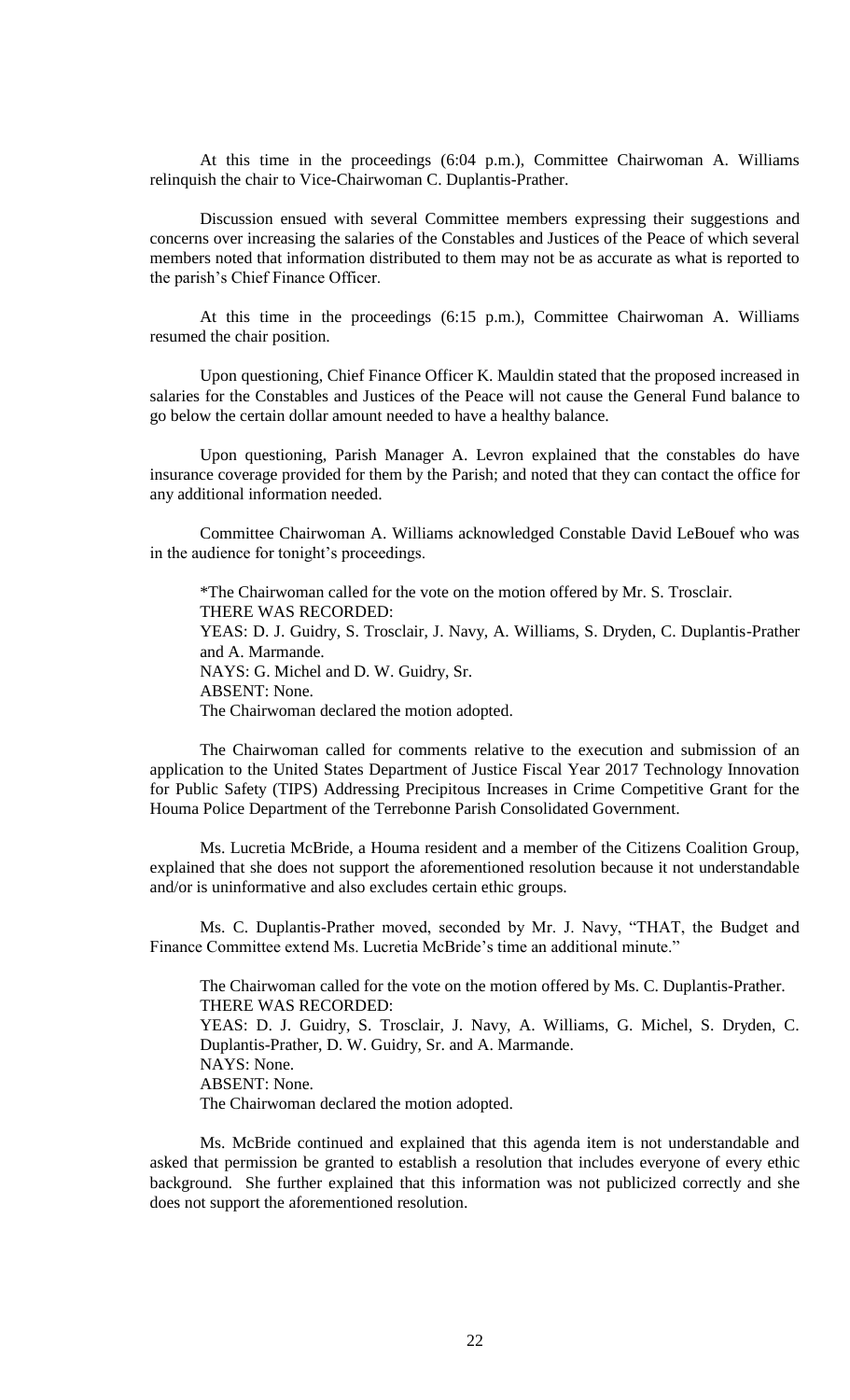At this time in the proceedings (6:04 p.m.), Committee Chairwoman A. Williams relinquish the chair to Vice-Chairwoman C. Duplantis-Prather.

Discussion ensued with several Committee members expressing their suggestions and concerns over increasing the salaries of the Constables and Justices of the Peace of which several members noted that information distributed to them may not be as accurate as what is reported to the parish's Chief Finance Officer.

At this time in the proceedings (6:15 p.m.), Committee Chairwoman A. Williams resumed the chair position.

Upon questioning, Chief Finance Officer K. Mauldin stated that the proposed increased in salaries for the Constables and Justices of the Peace will not cause the General Fund balance to go below the certain dollar amount needed to have a healthy balance.

Upon questioning, Parish Manager A. Levron explained that the constables do have insurance coverage provided for them by the Parish; and noted that they can contact the office for any additional information needed.

Committee Chairwoman A. Williams acknowledged Constable David LeBouef who was in the audience for tonight's proceedings.

*The Chairwoman called for the vote on the motion offered by Mr. S. Trosclair.
THERE WAS RECORDED:
YEAS: D. J. Guidry, S. Trosclair, J. Navy, A. Williams, S. Dryden, C. Duplantis-Prather and A. Marmande.
NAYS: G. Michel and D. W. Guidry, Sr.
ABSENT: None.
The Chairwoman declared the motion adopted.

The Chairwoman called for comments relative to the execution and submission of an application to the United States Department of Justice Fiscal Year 2017 Technology Innovation for Public Safety (TIPS) Addressing Precipitous Increases in Crime Competitive Grant for the Houma Police Department of the Terrebonne Parish Consolidated Government.

Ms. Lucretia McBride, a Houma resident and a member of the Citizens Coalition Group, explained that she does not support the aforementioned resolution because it not understandable and/or is uninformative and also excludes certain ethic groups.

Ms. C. Duplantis-Prather moved, seconded by Mr. J. Navy, "THAT, the Budget and Finance Committee extend Ms. Lucretia McBride's time an additional minute."

The Chairwoman called for the vote on the motion offered by Ms. C. Duplantis-Prather.
THERE WAS RECORDED:
YEAS: D. J. Guidry, S. Trosclair, J. Navy, A. Williams, G. Michel, S. Dryden, C. Duplantis-Prather, D. W. Guidry, Sr. and A. Marmande.
NAYS: None.
ABSENT: None.
The Chairwoman declared the motion adopted.

Ms. McBride continued and explained that this agenda item is not understandable and asked that permission be granted to establish a resolution that includes everyone of every ethic background. She further explained that this information was not publicized correctly and she does not support the aforementioned resolution.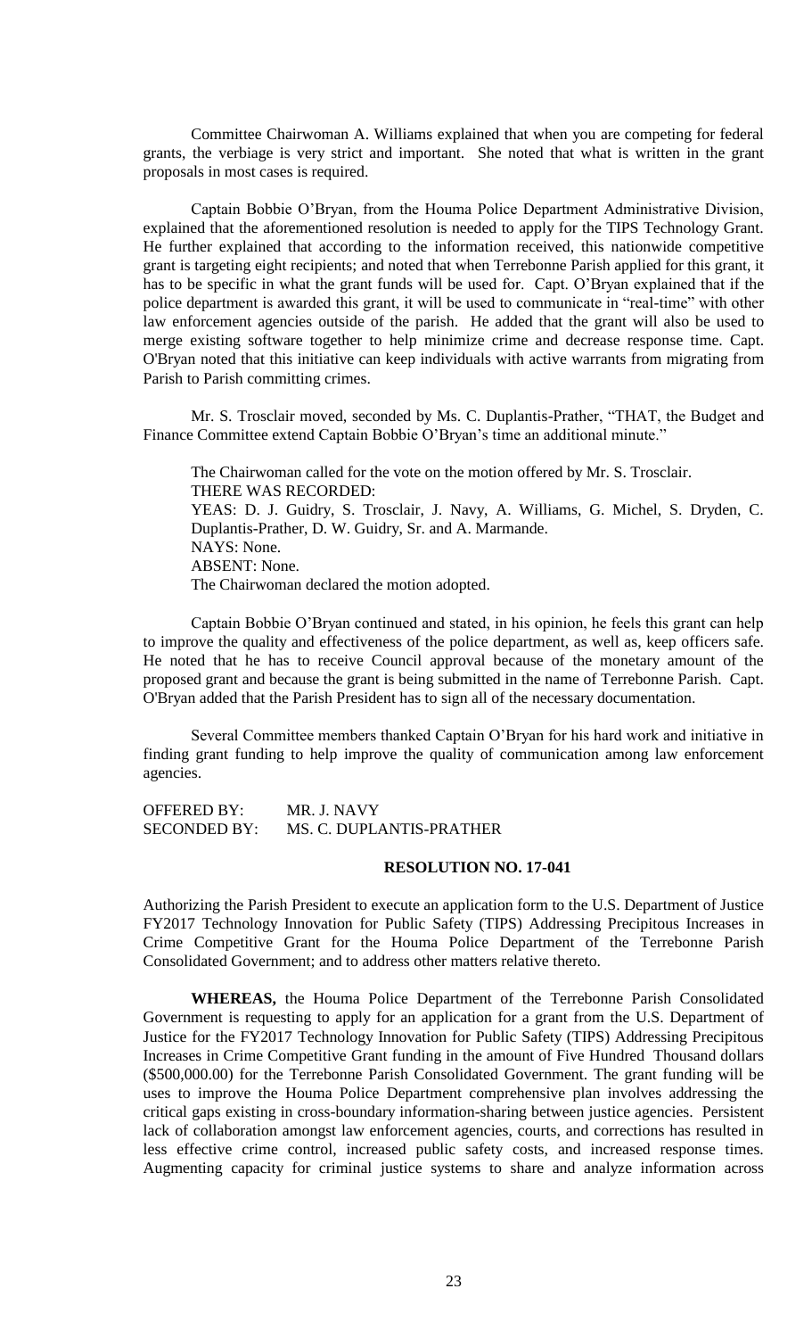Committee Chairwoman A. Williams explained that when you are competing for federal grants, the verbiage is very strict and important. She noted that what is written in the grant proposals in most cases is required.

Captain Bobbie O'Bryan, from the Houma Police Department Administrative Division, explained that the aforementioned resolution is needed to apply for the TIPS Technology Grant. He further explained that according to the information received, this nationwide competitive grant is targeting eight recipients; and noted that when Terrebonne Parish applied for this grant, it has to be specific in what the grant funds will be used for. Capt. O'Bryan explained that if the police department is awarded this grant, it will be used to communicate in "real-time" with other law enforcement agencies outside of the parish. He added that the grant will also be used to merge existing software together to help minimize crime and decrease response time. Capt. O'Bryan noted that this initiative can keep individuals with active warrants from migrating from Parish to Parish committing crimes.

Mr. S. Trosclair moved, seconded by Ms. C. Duplantis-Prather, "THAT, the Budget and Finance Committee extend Captain Bobbie O'Bryan's time an additional minute."

The Chairwoman called for the vote on the motion offered by Mr. S. Trosclair.
THERE WAS RECORDED:
YEAS: D. J. Guidry, S. Trosclair, J. Navy, A. Williams, G. Michel, S. Dryden, C. Duplantis-Prather, D. W. Guidry, Sr. and A. Marmande.
NAYS: None.
ABSENT: None.
The Chairwoman declared the motion adopted.

Captain Bobbie O'Bryan continued and stated, in his opinion, he feels this grant can help to improve the quality and effectiveness of the police department, as well as, keep officers safe. He noted that he has to receive Council approval because of the monetary amount of the proposed grant and because the grant is being submitted in the name of Terrebonne Parish. Capt. O'Bryan added that the Parish President has to sign all of the necessary documentation.

Several Committee members thanked Captain O'Bryan for his hard work and initiative in finding grant funding to help improve the quality of communication among law enforcement agencies.

OFFERED BY: MR. J. NAVY
SECONDED BY: MS. C. DUPLANTIS-PRATHER

**RESOLUTION NO. 17-041**

Authorizing the Parish President to execute an application form to the U.S. Department of Justice FY2017 Technology Innovation for Public Safety (TIPS) Addressing Precipitous Increases in Crime Competitive Grant for the Houma Police Department of the Terrebonne Parish Consolidated Government; and to address other matters relative thereto.

**WHEREAS,** the Houma Police Department of the Terrebonne Parish Consolidated Government is requesting to apply for an application for a grant from the U.S. Department of Justice for the FY2017 Technology Innovation for Public Safety (TIPS) Addressing Precipitous Increases in Crime Competitive Grant funding in the amount of Five Hundred Thousand dollars ($500,000.00) for the Terrebonne Parish Consolidated Government. The grant funding will be uses to improve the Houma Police Department comprehensive plan involves addressing the critical gaps existing in cross-boundary information-sharing between justice agencies. Persistent lack of collaboration amongst law enforcement agencies, courts, and corrections has resulted in less effective crime control, increased public safety costs, and increased response times. Augmenting capacity for criminal justice systems to share and analyze information across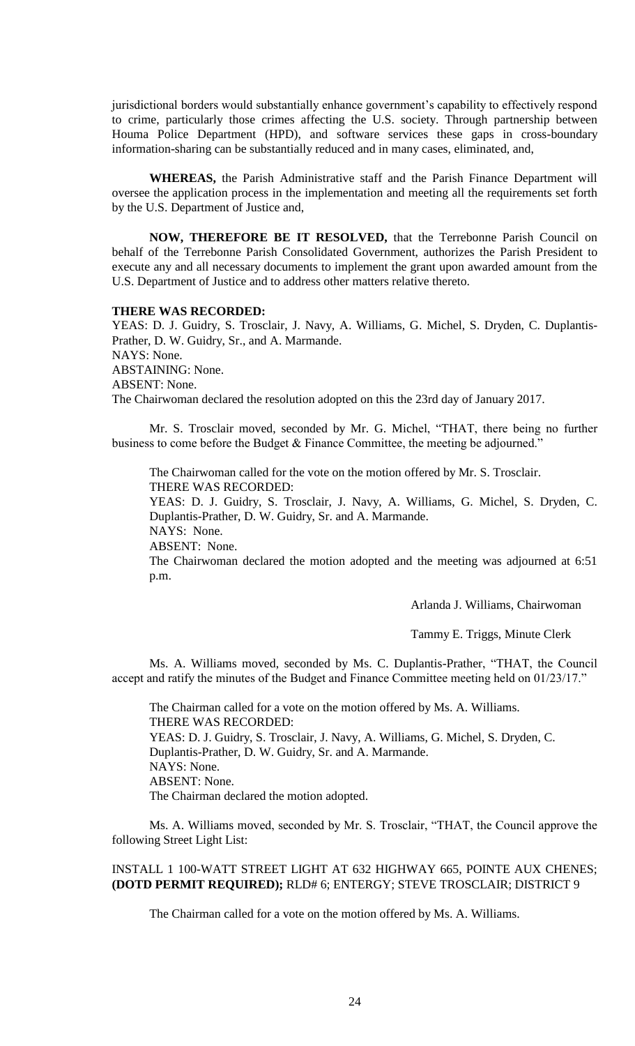jurisdictional borders would substantially enhance government's capability to effectively respond to crime, particularly those crimes affecting the U.S. society. Through partnership between Houma Police Department (HPD), and software services these gaps in cross-boundary information-sharing can be substantially reduced and in many cases, eliminated, and,

**WHEREAS,** the Parish Administrative staff and the Parish Finance Department will oversee the application process in the implementation and meeting all the requirements set forth by the U.S. Department of Justice and,

**NOW, THEREFORE BE IT RESOLVED,** that the Terrebonne Parish Council on behalf of the Terrebonne Parish Consolidated Government, authorizes the Parish President to execute any and all necessary documents to implement the grant upon awarded amount from the U.S. Department of Justice and to address other matters relative thereto.

**THERE WAS RECORDED:**
YEAS: D. J. Guidry, S. Trosclair, J. Navy, A. Williams, G. Michel, S. Dryden, C. Duplantis-Prather, D. W. Guidry, Sr., and A. Marmande.
NAYS: None.
ABSTAINING: None.
ABSENT: None.
The Chairwoman declared the resolution adopted on this the 23rd day of January 2017.

Mr. S. Trosclair moved, seconded by Mr. G. Michel, "THAT, there being no further business to come before the Budget & Finance Committee, the meeting be adjourned."

The Chairwoman called for the vote on the motion offered by Mr. S. Trosclair.
THERE WAS RECORDED:
YEAS: D. J. Guidry, S. Trosclair, J. Navy, A. Williams, G. Michel, S. Dryden, C. Duplantis-Prather, D. W. Guidry, Sr. and A. Marmande.
NAYS: None.
ABSENT: None.
The Chairwoman declared the motion adopted and the meeting was adjourned at 6:51 p.m.

Arlanda J. Williams, Chairwoman

Tammy E. Triggs, Minute Clerk

Ms. A. Williams moved, seconded by Ms. C. Duplantis-Prather, "THAT, the Council accept and ratify the minutes of the Budget and Finance Committee meeting held on 01/23/17."

The Chairman called for a vote on the motion offered by Ms. A. Williams.
THERE WAS RECORDED:
YEAS: D. J. Guidry, S. Trosclair, J. Navy, A. Williams, G. Michel, S. Dryden, C. Duplantis-Prather, D. W. Guidry, Sr. and A. Marmande.
NAYS: None.
ABSENT: None.
The Chairman declared the motion adopted.

Ms. A. Williams moved, seconded by Mr. S. Trosclair, "THAT, the Council approve the following Street Light List:

INSTALL 1 100-WATT STREET LIGHT AT 632 HIGHWAY 665, POINTE AUX CHENES; **(DOTD PERMIT REQUIRED);** RLD# 6; ENTERGY; STEVE TROSCLAIR; DISTRICT 9

The Chairman called for a vote on the motion offered by Ms. A. Williams.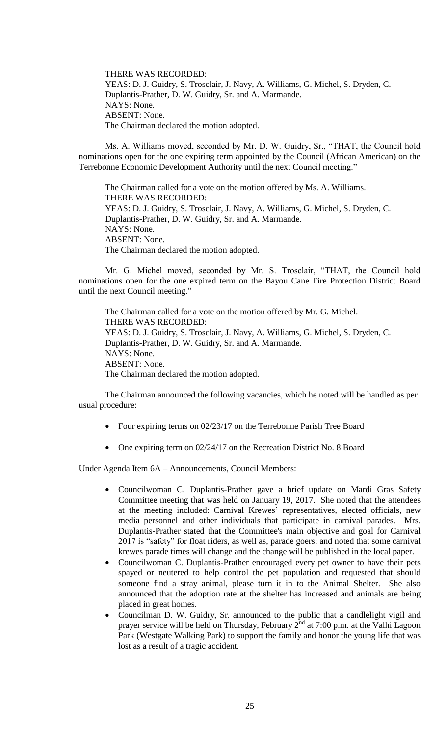THERE WAS RECORDED:
YEAS: D. J. Guidry, S. Trosclair, J. Navy, A. Williams, G. Michel, S. Dryden, C. Duplantis-Prather, D. W. Guidry, Sr. and A. Marmande.
NAYS: None.
ABSENT: None.
The Chairman declared the motion adopted.

Ms. A. Williams moved, seconded by Mr. D. W. Guidry, Sr., "THAT, the Council hold nominations open for the one expiring term appointed by the Council (African American) on the Terrebonne Economic Development Authority until the next Council meeting."

The Chairman called for a vote on the motion offered by Ms. A. Williams.
THERE WAS RECORDED:
YEAS: D. J. Guidry, S. Trosclair, J. Navy, A. Williams, G. Michel, S. Dryden, C. Duplantis-Prather, D. W. Guidry, Sr. and A. Marmande.
NAYS: None.
ABSENT: None.
The Chairman declared the motion adopted.

Mr. G. Michel moved, seconded by Mr. S. Trosclair, "THAT, the Council hold nominations open for the one expired term on the Bayou Cane Fire Protection District Board until the next Council meeting."

The Chairman called for a vote on the motion offered by Mr. G. Michel.
THERE WAS RECORDED:
YEAS: D. J. Guidry, S. Trosclair, J. Navy, A. Williams, G. Michel, S. Dryden, C. Duplantis-Prather, D. W. Guidry, Sr. and A. Marmande.
NAYS: None.
ABSENT: None.
The Chairman declared the motion adopted.

The Chairman announced the following vacancies, which he noted will be handled as per usual procedure:

- Four expiring terms on 02/23/17 on the Terrebonne Parish Tree Board
- One expiring term on 02/24/17 on the Recreation District No. 8 Board

Under Agenda Item 6A – Announcements, Council Members:

- Councilwoman C. Duplantis-Prather gave a brief update on Mardi Gras Safety Committee meeting that was held on January 19, 2017. She noted that the attendees at the meeting included: Carnival Krewes' representatives, elected officials, new media personnel and other individuals that participate in carnival parades. Mrs. Duplantis-Prather stated that the Committee's main objective and goal for Carnival 2017 is "safety" for float riders, as well as, parade goers; and noted that some carnival krewes parade times will change and the change will be published in the local paper.
- Councilwoman C. Duplantis-Prather encouraged every pet owner to have their pets spayed or neutered to help control the pet population and requested that should someone find a stray animal, please turn it in to the Animal Shelter. She also announced that the adoption rate at the shelter has increased and animals are being placed in great homes.
- Councilman D. W. Guidry, Sr. announced to the public that a candlelight vigil and prayer service will be held on Thursday, February 2nd at 7:00 p.m. at the Valhi Lagoon Park (Westgate Walking Park) to support the family and honor the young life that was lost as a result of a tragic accident.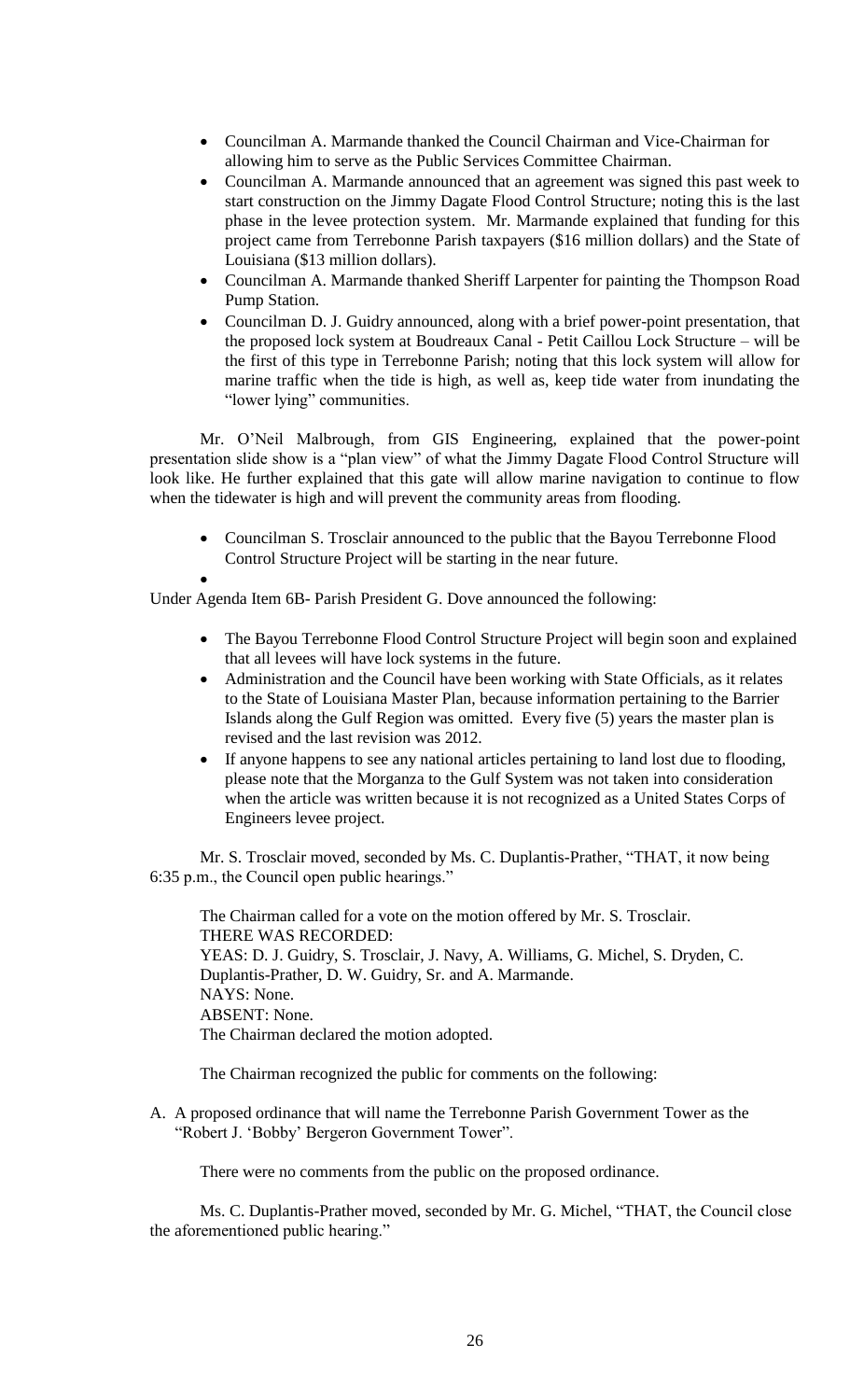- Councilman A. Marmande thanked the Council Chairman and Vice-Chairman for allowing him to serve as the Public Services Committee Chairman.
- Councilman A. Marmande announced that an agreement was signed this past week to start construction on the Jimmy Dagate Flood Control Structure; noting this is the last phase in the levee protection system. Mr. Marmande explained that funding for this project came from Terrebonne Parish taxpayers ($16 million dollars) and the State of Louisiana ($13 million dollars).
- Councilman A. Marmande thanked Sheriff Larpenter for painting the Thompson Road Pump Station.
- Councilman D. J. Guidry announced, along with a brief power-point presentation, that the proposed lock system at Boudreaux Canal - Petit Caillou Lock Structure – will be the first of this type in Terrebonne Parish; noting that this lock system will allow for marine traffic when the tide is high, as well as, keep tide water from inundating the "lower lying" communities.

Mr. O'Neil Malbrough, from GIS Engineering, explained that the power-point presentation slide show is a "plan view" of what the Jimmy Dagate Flood Control Structure will look like. He further explained that this gate will allow marine navigation to continue to flow when the tidewater is high and will prevent the community areas from flooding.

- Councilman S. Trosclair announced to the public that the Bayou Terrebonne Flood Control Structure Project will be starting in the near future.

Under Agenda Item 6B- Parish President G. Dove announced the following:

- The Bayou Terrebonne Flood Control Structure Project will begin soon and explained that all levees will have lock systems in the future.
- Administration and the Council have been working with State Officials, as it relates to the State of Louisiana Master Plan, because information pertaining to the Barrier Islands along the Gulf Region was omitted. Every five (5) years the master plan is revised and the last revision was 2012.
- If anyone happens to see any national articles pertaining to land lost due to flooding, please note that the Morganza to the Gulf System was not taken into consideration when the article was written because it is not recognized as a United States Corps of Engineers levee project.

Mr. S. Trosclair moved, seconded by Ms. C. Duplantis-Prather, "THAT, it now being 6:35 p.m., the Council open public hearings."

The Chairman called for a vote on the motion offered by Mr. S. Trosclair.
THERE WAS RECORDED:
YEAS: D. J. Guidry, S. Trosclair, J. Navy, A. Williams, G. Michel, S. Dryden, C. Duplantis-Prather, D. W. Guidry, Sr. and A. Marmande.
NAYS: None.
ABSENT: None.
The Chairman declared the motion adopted.

The Chairman recognized the public for comments on the following:

A. A proposed ordinance that will name the Terrebonne Parish Government Tower as the "Robert J. 'Bobby' Bergeron Government Tower".

There were no comments from the public on the proposed ordinance.

Ms. C. Duplantis-Prather moved, seconded by Mr. G. Michel, "THAT, the Council close the aforementioned public hearing."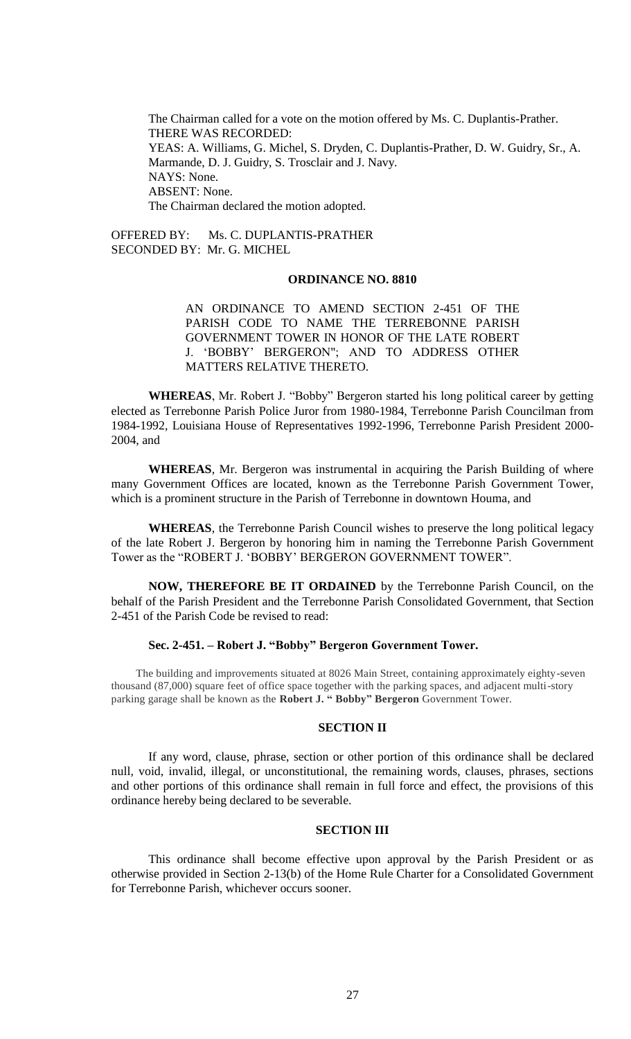The Chairman called for a vote on the motion offered by Ms. C. Duplantis-Prather.
THERE WAS RECORDED:
YEAS: A. Williams, G. Michel, S. Dryden, C. Duplantis-Prather, D. W. Guidry, Sr., A. Marmande, D. J. Guidry, S. Trosclair and J. Navy.
NAYS: None.
ABSENT: None.
The Chairman declared the motion adopted.

OFFERED BY: Ms. C. DUPLANTIS-PRATHER
SECONDED BY: Mr. G. MICHEL

**ORDINANCE NO. 8810**

AN ORDINANCE TO AMEND SECTION 2-451 OF THE PARISH CODE TO NAME THE TERREBONNE PARISH GOVERNMENT TOWER IN HONOR OF THE LATE ROBERT J. 'BOBBY' BERGERON"; AND TO ADDRESS OTHER MATTERS RELATIVE THERETO.

**WHEREAS**, Mr. Robert J. "Bobby" Bergeron started his long political career by getting elected as Terrebonne Parish Police Juror from 1980-1984, Terrebonne Parish Councilman from 1984-1992, Louisiana House of Representatives 1992-1996, Terrebonne Parish President 2000-2004, and

**WHEREAS**, Mr. Bergeron was instrumental in acquiring the Parish Building of where many Government Offices are located, known as the Terrebonne Parish Government Tower, which is a prominent structure in the Parish of Terrebonne in downtown Houma, and

**WHEREAS**, the Terrebonne Parish Council wishes to preserve the long political legacy of the late Robert J. Bergeron by honoring him in naming the Terrebonne Parish Government Tower as the "ROBERT J. 'BOBBY' BERGERON GOVERNMENT TOWER".

**NOW, THEREFORE BE IT ORDAINED** by the Terrebonne Parish Council, on the behalf of the Parish President and the Terrebonne Parish Consolidated Government, that Section 2-451 of the Parish Code be revised to read:

**Sec. 2-451. – Robert J. "Bobby" Bergeron Government Tower.**

The building and improvements situated at 8026 Main Street, containing approximately eighty-seven thousand (87,000) square feet of office space together with the parking spaces, and adjacent multi-story parking garage shall be known as the **Robert J. " Bobby" Bergeron** Government Tower.

**SECTION II**

If any word, clause, phrase, section or other portion of this ordinance shall be declared null, void, invalid, illegal, or unconstitutional, the remaining words, clauses, phrases, sections and other portions of this ordinance shall remain in full force and effect, the provisions of this ordinance hereby being declared to be severable.

**SECTION III**

This ordinance shall become effective upon approval by the Parish President or as otherwise provided in Section 2-13(b) of the Home Rule Charter for a Consolidated Government for Terrebonne Parish, whichever occurs sooner.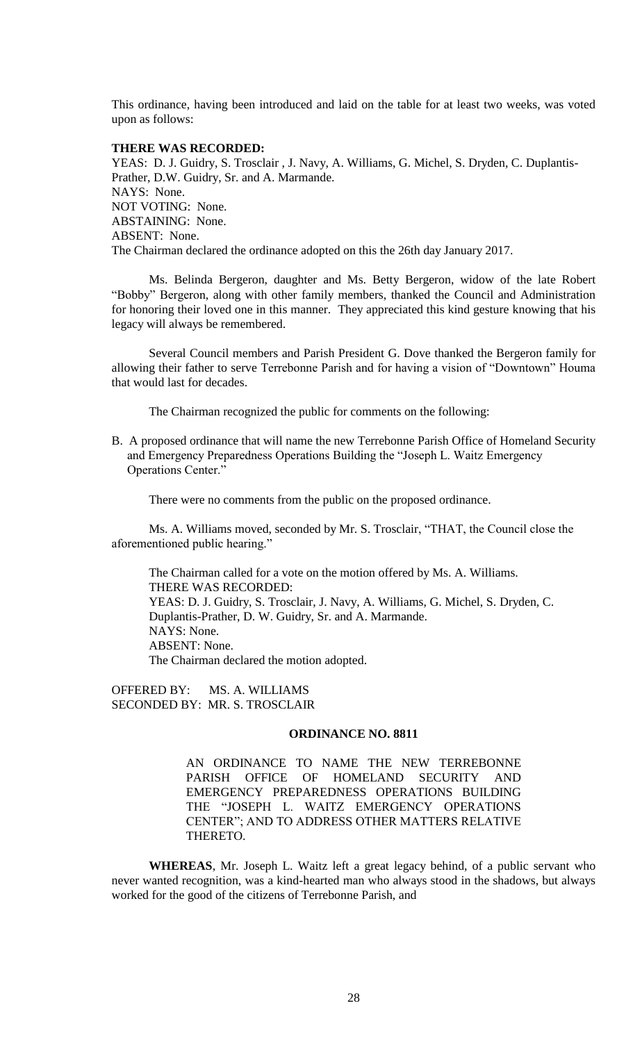This ordinance, having been introduced and laid on the table for at least two weeks, was voted upon as follows:

**THERE WAS RECORDED:**

YEAS: D. J. Guidry, S. Trosclair , J. Navy, A. Williams, G. Michel, S. Dryden, C. Duplantis-Prather, D.W. Guidry, Sr. and A. Marmande.
NAYS: None.
NOT VOTING: None.
ABSTAINING: None.
ABSENT: None.
The Chairman declared the ordinance adopted on this the 26th day January 2017.

Ms. Belinda Bergeron, daughter and Ms. Betty Bergeron, widow of the late Robert "Bobby" Bergeron, along with other family members, thanked the Council and Administration for honoring their loved one in this manner. They appreciated this kind gesture knowing that his legacy will always be remembered.

Several Council members and Parish President G. Dove thanked the Bergeron family for allowing their father to serve Terrebonne Parish and for having a vision of "Downtown" Houma that would last for decades.

The Chairman recognized the public for comments on the following:

B. A proposed ordinance that will name the new Terrebonne Parish Office of Homeland Security and Emergency Preparedness Operations Building the "Joseph L. Waitz Emergency Operations Center."

There were no comments from the public on the proposed ordinance.

Ms. A. Williams moved, seconded by Mr. S. Trosclair, "THAT, the Council close the aforementioned public hearing."

The Chairman called for a vote on the motion offered by Ms. A. Williams.
THERE WAS RECORDED:
YEAS: D. J. Guidry, S. Trosclair, J. Navy, A. Williams, G. Michel, S. Dryden, C. Duplantis-Prather, D. W. Guidry, Sr. and A. Marmande.
NAYS: None.
ABSENT: None.
The Chairman declared the motion adopted.

OFFERED BY: MS. A. WILLIAMS
SECONDED BY: MR. S. TROSCLAIR

**ORDINANCE NO. 8811**

AN ORDINANCE TO NAME THE NEW TERREBONNE PARISH OFFICE OF HOMELAND SECURITY AND EMERGENCY PREPAREDNESS OPERATIONS BUILDING THE "JOSEPH L. WAITZ EMERGENCY OPERATIONS CENTER"; AND TO ADDRESS OTHER MATTERS RELATIVE THERETO.

**WHEREAS**, Mr. Joseph L. Waitz left a great legacy behind, of a public servant who never wanted recognition, was a kind-hearted man who always stood in the shadows, but always worked for the good of the citizens of Terrebonne Parish, and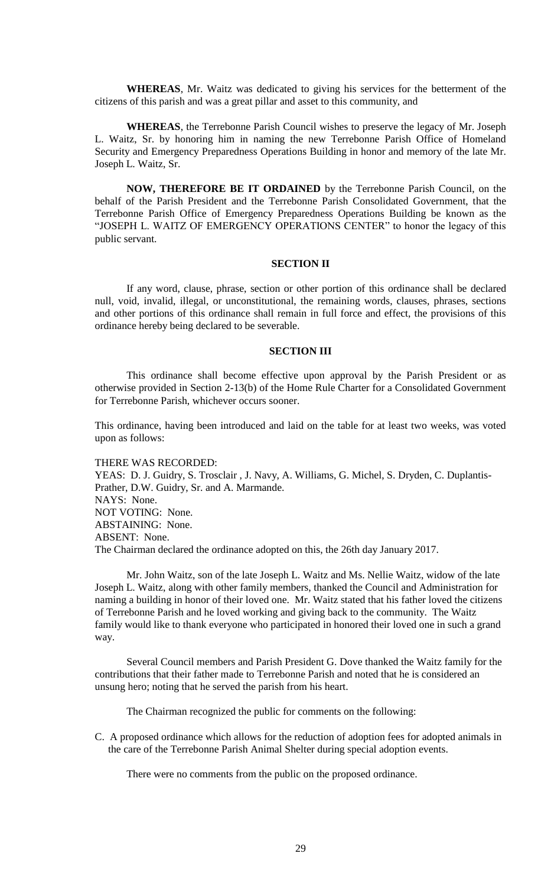**WHEREAS**, Mr. Waitz was dedicated to giving his services for the betterment of the citizens of this parish and was a great pillar and asset to this community, and

**WHEREAS**, the Terrebonne Parish Council wishes to preserve the legacy of Mr. Joseph L. Waitz, Sr. by honoring him in naming the new Terrebonne Parish Office of Homeland Security and Emergency Preparedness Operations Building in honor and memory of the late Mr. Joseph L. Waitz, Sr.

**NOW, THEREFORE BE IT ORDAINED** by the Terrebonne Parish Council, on the behalf of the Parish President and the Terrebonne Parish Consolidated Government, that the Terrebonne Parish Office of Emergency Preparedness Operations Building be known as the "JOSEPH L. WAITZ OF EMERGENCY OPERATIONS CENTER" to honor the legacy of this public servant.

**SECTION II**

If any word, clause, phrase, section or other portion of this ordinance shall be declared null, void, invalid, illegal, or unconstitutional, the remaining words, clauses, phrases, sections and other portions of this ordinance shall remain in full force and effect, the provisions of this ordinance hereby being declared to be severable.

**SECTION III**

This ordinance shall become effective upon approval by the Parish President or as otherwise provided in Section 2-13(b) of the Home Rule Charter for a Consolidated Government for Terrebonne Parish, whichever occurs sooner.

This ordinance, having been introduced and laid on the table for at least two weeks, was voted upon as follows:

THERE WAS RECORDED:
YEAS: D. J. Guidry, S. Trosclair , J. Navy, A. Williams, G. Michel, S. Dryden, C. Duplantis-Prather, D.W. Guidry, Sr. and A. Marmande.
NAYS: None.
NOT VOTING: None.
ABSTAINING: None.
ABSENT: None.
The Chairman declared the ordinance adopted on this, the 26th day January 2017.

Mr. John Waitz, son of the late Joseph L. Waitz and Ms. Nellie Waitz, widow of the late Joseph L. Waitz, along with other family members, thanked the Council and Administration for naming a building in honor of their loved one. Mr. Waitz stated that his father loved the citizens of Terrebonne Parish and he loved working and giving back to the community. The Waitz family would like to thank everyone who participated in honored their loved one in such a grand way.

Several Council members and Parish President G. Dove thanked the Waitz family for the contributions that their father made to Terrebonne Parish and noted that he is considered an unsung hero; noting that he served the parish from his heart.

The Chairman recognized the public for comments on the following:

C. A proposed ordinance which allows for the reduction of adoption fees for adopted animals in the care of the Terrebonne Parish Animal Shelter during special adoption events.

There were no comments from the public on the proposed ordinance.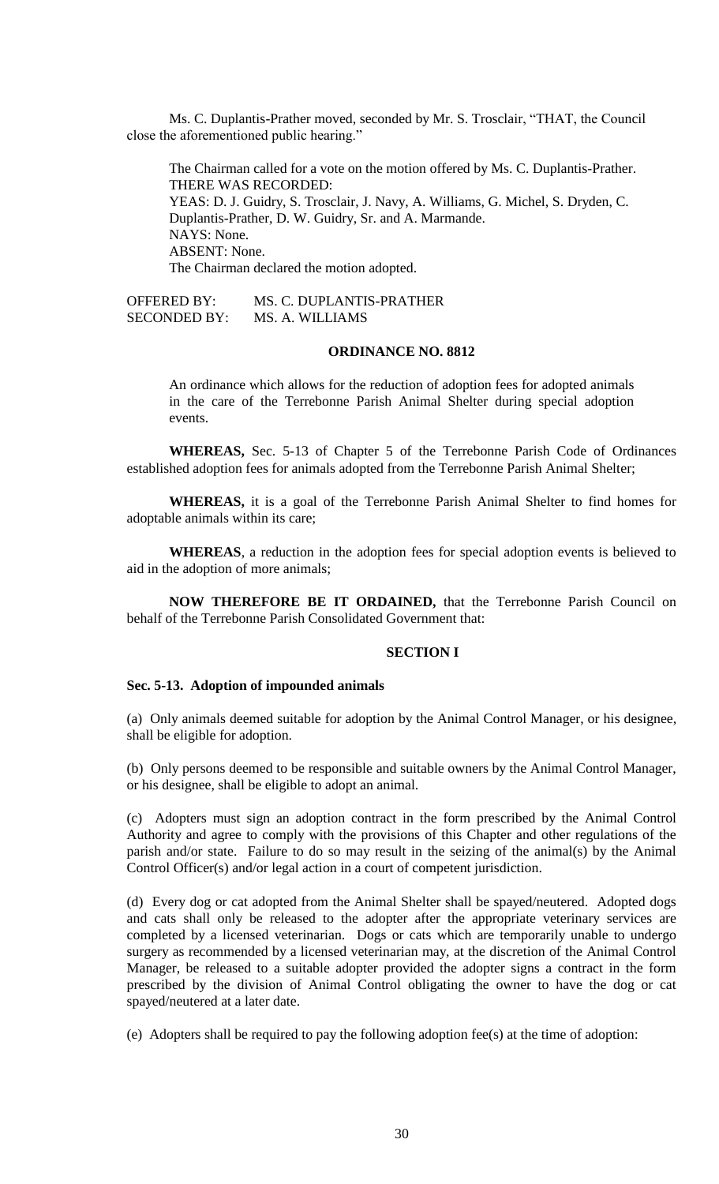Ms. C. Duplantis-Prather moved, seconded by Mr. S. Trosclair, "THAT, the Council close the aforementioned public hearing."

The Chairman called for a vote on the motion offered by Ms. C. Duplantis-Prather.
THERE WAS RECORDED:
YEAS: D. J. Guidry, S. Trosclair, J. Navy, A. Williams, G. Michel, S. Dryden, C. Duplantis-Prather, D. W. Guidry, Sr. and A. Marmande.
NAYS: None.
ABSENT: None.
The Chairman declared the motion adopted.

OFFERED BY: MS. C. DUPLANTIS-PRATHER
SECONDED BY: MS. A. WILLIAMS

## ORDINANCE NO. 8812

An ordinance which allows for the reduction of adoption fees for adopted animals in the care of the Terrebonne Parish Animal Shelter during special adoption events.

**WHEREAS,** Sec. 5-13 of Chapter 5 of the Terrebonne Parish Code of Ordinances established adoption fees for animals adopted from the Terrebonne Parish Animal Shelter;

**WHEREAS,** it is a goal of the Terrebonne Parish Animal Shelter to find homes for adoptable animals within its care;

**WHEREAS**, a reduction in the adoption fees for special adoption events is believed to aid in the adoption of more animals;

**NOW THEREFORE BE IT ORDAINED,** that the Terrebonne Parish Council on behalf of the Terrebonne Parish Consolidated Government that:

### SECTION I

**Sec. 5-13. Adoption of impounded animals**

(a) Only animals deemed suitable for adoption by the Animal Control Manager, or his designee, shall be eligible for adoption.

(b) Only persons deemed to be responsible and suitable owners by the Animal Control Manager, or his designee, shall be eligible to adopt an animal.

(c) Adopters must sign an adoption contract in the form prescribed by the Animal Control Authority and agree to comply with the provisions of this Chapter and other regulations of the parish and/or state. Failure to do so may result in the seizing of the animal(s) by the Animal Control Officer(s) and/or legal action in a court of competent jurisdiction.

(d) Every dog or cat adopted from the Animal Shelter shall be spayed/neutered. Adopted dogs and cats shall only be released to the adopter after the appropriate veterinary services are completed by a licensed veterinarian. Dogs or cats which are temporarily unable to undergo surgery as recommended by a licensed veterinarian may, at the discretion of the Animal Control Manager, be released to a suitable adopter provided the adopter signs a contract in the form prescribed by the division of Animal Control obligating the owner to have the dog or cat spayed/neutered at a later date.

(e) Adopters shall be required to pay the following adoption fee(s) at the time of adoption: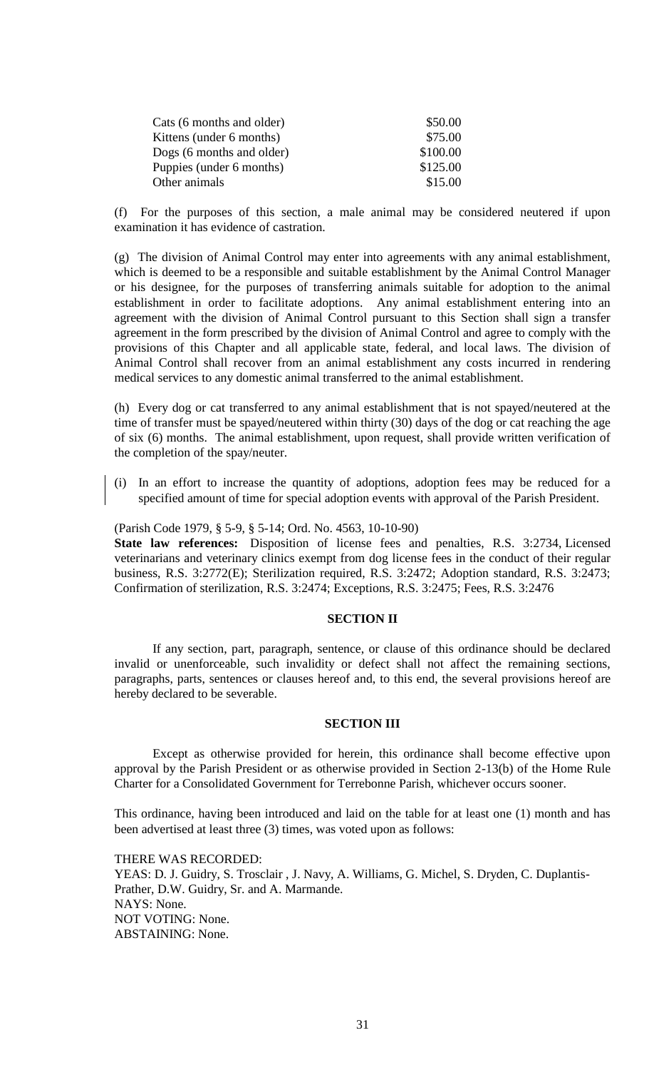| | |
|---|---|
| Cats (6 months and older) | \$50.00 |
| Kittens (under 6 months) | \$75.00 |
| Dogs (6 months and older) | \$100.00 |
| Puppies (under 6 months) | \$125.00 |
| Other animals | \$15.00 |

(f) For the purposes of this section, a male animal may be considered neutered if upon examination it has evidence of castration.

(g) The division of Animal Control may enter into agreements with any animal establishment, which is deemed to be a responsible and suitable establishment by the Animal Control Manager or his designee, for the purposes of transferring animals suitable for adoption to the animal establishment in order to facilitate adoptions. Any animal establishment entering into an agreement with the division of Animal Control pursuant to this Section shall sign a transfer agreement in the form prescribed by the division of Animal Control and agree to comply with the provisions of this Chapter and all applicable state, federal, and local laws. The division of Animal Control shall recover from an animal establishment any costs incurred in rendering medical services to any domestic animal transferred to the animal establishment.

(h) Every dog or cat transferred to any animal establishment that is not spayed/neutered at the time of transfer must be spayed/neutered within thirty (30) days of the dog or cat reaching the age of six (6) months. The animal establishment, upon request, shall provide written verification of the completion of the spay/neuter.

(i) In an effort to increase the quantity of adoptions, adoption fees may be reduced for a specified amount of time for special adoption events with approval of the Parish President.

(Parish Code 1979, § 5-9, § 5-14; Ord. No. 4563, 10-10-90)

**State law references:** Disposition of license fees and penalties, R.S. 3:2734, Licensed veterinarians and veterinary clinics exempt from dog license fees in the conduct of their regular business, R.S. 3:2772(E); Sterilization required, R.S. 3:2472; Adoption standard, R.S. 3:2473; Confirmation of sterilization, R.S. 3:2474; Exceptions, R.S. 3:2475; Fees, R.S. 3:2476

**SECTION II**

If any section, part, paragraph, sentence, or clause of this ordinance should be declared invalid or unenforceable, such invalidity or defect shall not affect the remaining sections, paragraphs, parts, sentences or clauses hereof and, to this end, the several provisions hereof are hereby declared to be severable.

**SECTION III**

Except as otherwise provided for herein, this ordinance shall become effective upon approval by the Parish President or as otherwise provided in Section 2-13(b) of the Home Rule Charter for a Consolidated Government for Terrebonne Parish, whichever occurs sooner.

This ordinance, having been introduced and laid on the table for at least one (1) month and has been advertised at least three (3) times, was voted upon as follows:

THERE WAS RECORDED:
YEAS: D. J. Guidry, S. Trosclair , J. Navy, A. Williams, G. Michel, S. Dryden, C. Duplantis-Prather, D.W. Guidry, Sr. and A. Marmande.
NAYS: None.
NOT VOTING: None.
ABSTAINING: None.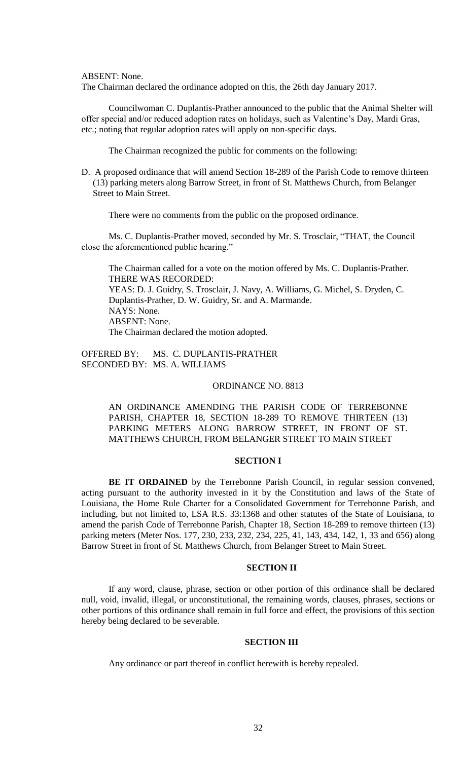ABSENT: None.

The Chairman declared the ordinance adopted on this, the 26th day January 2017.

Councilwoman C. Duplantis-Prather announced to the public that the Animal Shelter will offer special and/or reduced adoption rates on holidays, such as Valentine's Day, Mardi Gras, etc.; noting that regular adoption rates will apply on non-specific days.

The Chairman recognized the public for comments on the following:

D. A proposed ordinance that will amend Section 18-289 of the Parish Code to remove thirteen (13) parking meters along Barrow Street, in front of St. Matthews Church, from Belanger Street to Main Street.

There were no comments from the public on the proposed ordinance.

Ms. C. Duplantis-Prather moved, seconded by Mr. S. Trosclair, "THAT, the Council close the aforementioned public hearing."

The Chairman called for a vote on the motion offered by Ms. C. Duplantis-Prather.
THERE WAS RECORDED:
YEAS: D. J. Guidry, S. Trosclair, J. Navy, A. Williams, G. Michel, S. Dryden, C. Duplantis-Prather, D. W. Guidry, Sr. and A. Marmande.
NAYS: None.
ABSENT: None.
The Chairman declared the motion adopted.

OFFERED BY: MS. C. DUPLANTIS-PRATHER
SECONDED BY: MS. A. WILLIAMS

ORDINANCE NO. 8813

AN ORDINANCE AMENDING THE PARISH CODE OF TERREBONNE PARISH, CHAPTER 18, SECTION 18-289 TO REMOVE THIRTEEN (13) PARKING METERS ALONG BARROW STREET, IN FRONT OF ST. MATTHEWS CHURCH, FROM BELANGER STREET TO MAIN STREET

**SECTION I**

**BE IT ORDAINED** by the Terrebonne Parish Council, in regular session convened, acting pursuant to the authority invested in it by the Constitution and laws of the State of Louisiana, the Home Rule Charter for a Consolidated Government for Terrebonne Parish, and including, but not limited to, LSA R.S. 33:1368 and other statutes of the State of Louisiana, to amend the parish Code of Terrebonne Parish, Chapter 18, Section 18-289 to remove thirteen (13) parking meters (Meter Nos. 177, 230, 233, 232, 234, 225, 41, 143, 434, 142, 1, 33 and 656) along Barrow Street in front of St. Matthews Church, from Belanger Street to Main Street.

**SECTION II**

If any word, clause, phrase, section or other portion of this ordinance shall be declared null, void, invalid, illegal, or unconstitutional, the remaining words, clauses, phrases, sections or other portions of this ordinance shall remain in full force and effect, the provisions of this section hereby being declared to be severable.

**SECTION III**

Any ordinance or part thereof in conflict herewith is hereby repealed.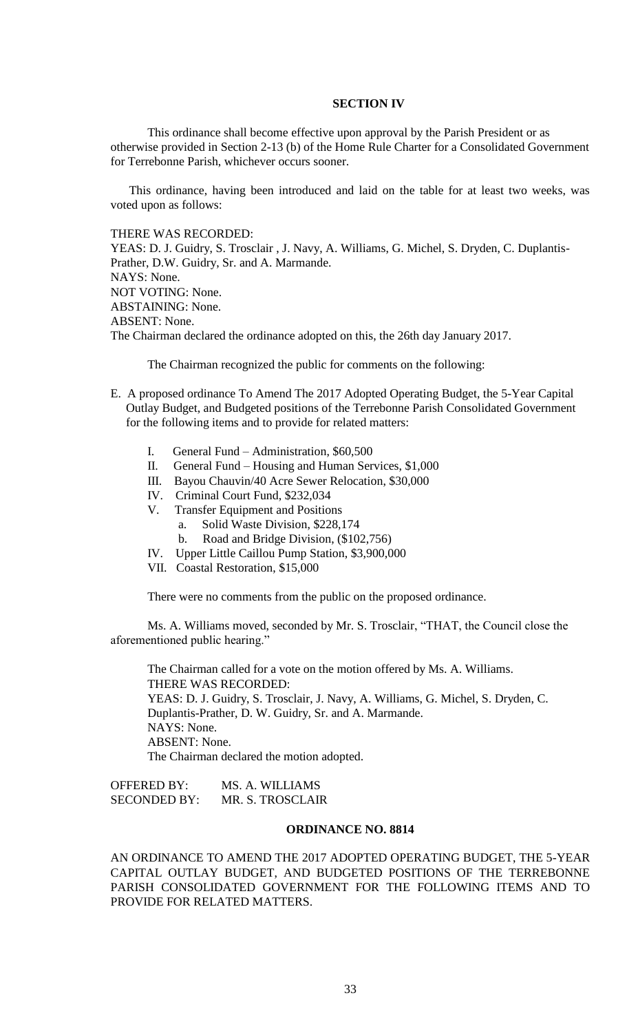## SECTION IV

This ordinance shall become effective upon approval by the Parish President or as otherwise provided in Section 2-13 (b) of the Home Rule Charter for a Consolidated Government for Terrebonne Parish, whichever occurs sooner.

This ordinance, having been introduced and laid on the table for at least two weeks, was voted upon as follows:

THERE WAS RECORDED:
YEAS: D. J. Guidry, S. Trosclair , J. Navy, A. Williams, G. Michel, S. Dryden, C. Duplantis-Prather, D.W. Guidry, Sr. and A. Marmande.
NAYS: None.
NOT VOTING: None.
ABSTAINING: None.
ABSENT: None.
The Chairman declared the ordinance adopted on this, the 26th day January 2017.

The Chairman recognized the public for comments on the following:

E. A proposed ordinance To Amend The 2017 Adopted Operating Budget, the 5-Year Capital Outlay Budget, and Budgeted positions of the Terrebonne Parish Consolidated Government for the following items and to provide for related matters:

   I. General Fund – Administration, $60,500
   II. General Fund – Housing and Human Services, $1,000
   III. Bayou Chauvin/40 Acre Sewer Relocation, $30,000
   IV. Criminal Court Fund, $232,034
   V. Transfer Equipment and Positions
      a. Solid Waste Division, $228,174
      b. Road and Bridge Division, ($102,756)
   IV. Upper Little Caillou Pump Station, $3,900,000
   VII. Coastal Restoration, $15,000

There were no comments from the public on the proposed ordinance.

Ms. A. Williams moved, seconded by Mr. S. Trosclair, "THAT, the Council close the aforementioned public hearing."

The Chairman called for a vote on the motion offered by Ms. A. Williams.
THERE WAS RECORDED:
YEAS: D. J. Guidry, S. Trosclair, J. Navy, A. Williams, G. Michel, S. Dryden, C. Duplantis-Prather, D. W. Guidry, Sr. and A. Marmande.
NAYS: None.
ABSENT: None.
The Chairman declared the motion adopted.

OFFERED BY: MS. A. WILLIAMS
SECONDED BY: MR. S. TROSCLAIR

## ORDINANCE NO. 8814

AN ORDINANCE TO AMEND THE 2017 ADOPTED OPERATING BUDGET, THE 5-YEAR CAPITAL OUTLAY BUDGET, AND BUDGETED POSITIONS OF THE TERREBONNE PARISH CONSOLIDATED GOVERNMENT FOR THE FOLLOWING ITEMS AND TO PROVIDE FOR RELATED MATTERS.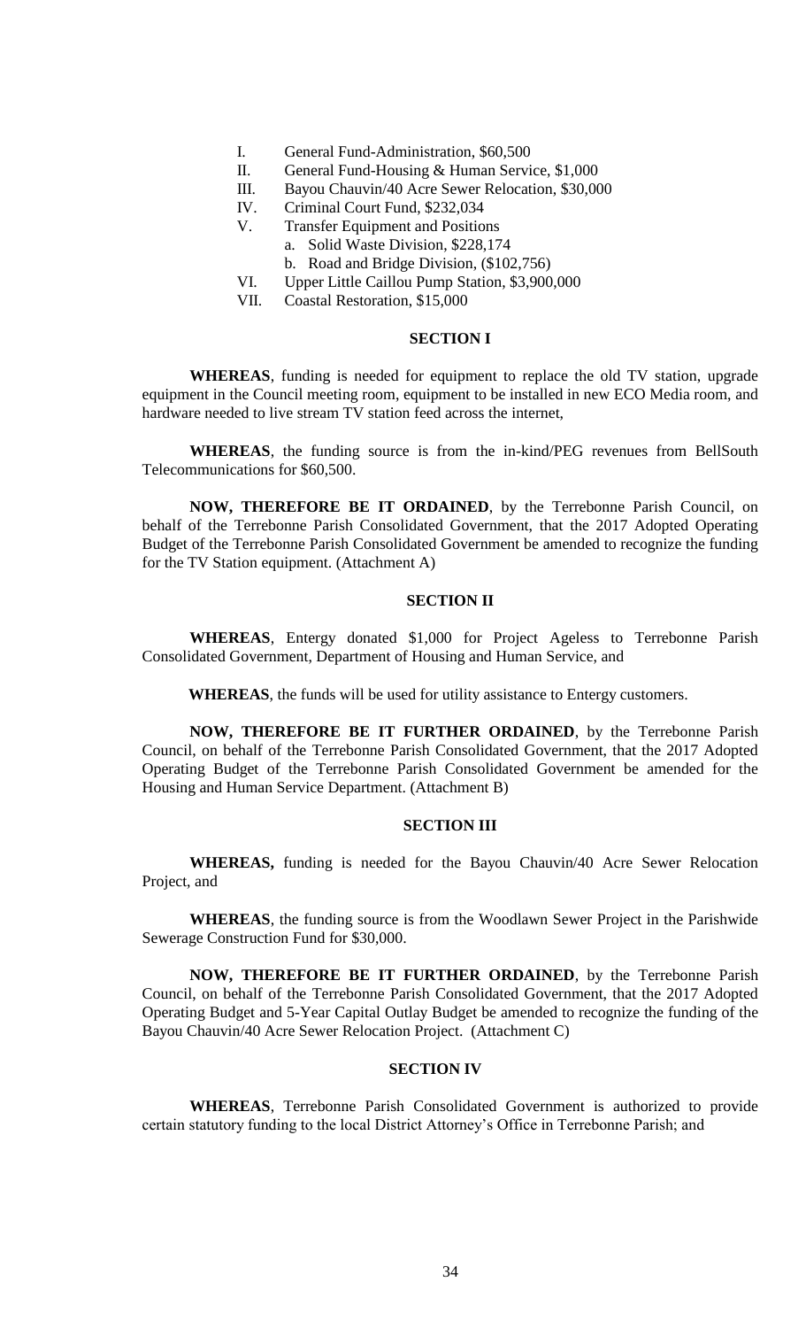I. General Fund-Administration, $60,500
II. General Fund-Housing & Human Service, $1,000
III. Bayou Chauvin/40 Acre Sewer Relocation, $30,000
IV. Criminal Court Fund, $232,034
V. Transfer Equipment and Positions
    a. Solid Waste Division, $228,174
    b. Road and Bridge Division, ($102,756)
VI. Upper Little Caillou Pump Station, $3,900,000
VII. Coastal Restoration, $15,000

## SECTION I

**WHEREAS**, funding is needed for equipment to replace the old TV station, upgrade equipment in the Council meeting room, equipment to be installed in new ECO Media room, and hardware needed to live stream TV station feed across the internet,

**WHEREAS**, the funding source is from the in-kind/PEG revenues from BellSouth Telecommunications for $60,500.

**NOW, THEREFORE BE IT ORDAINED**, by the Terrebonne Parish Council, on behalf of the Terrebonne Parish Consolidated Government, that the 2017 Adopted Operating Budget of the Terrebonne Parish Consolidated Government be amended to recognize the funding for the TV Station equipment. (Attachment A)

## SECTION II

**WHEREAS**, Entergy donated $1,000 for Project Ageless to Terrebonne Parish Consolidated Government, Department of Housing and Human Service, and

**WHEREAS**, the funds will be used for utility assistance to Entergy customers.

**NOW, THEREFORE BE IT FURTHER ORDAINED**, by the Terrebonne Parish Council, on behalf of the Terrebonne Parish Consolidated Government, that the 2017 Adopted Operating Budget of the Terrebonne Parish Consolidated Government be amended for the Housing and Human Service Department. (Attachment B)

## SECTION III

**WHEREAS,** funding is needed for the Bayou Chauvin/40 Acre Sewer Relocation Project, and

**WHEREAS**, the funding source is from the Woodlawn Sewer Project in the Parishwide Sewerage Construction Fund for $30,000.

**NOW, THEREFORE BE IT FURTHER ORDAINED**, by the Terrebonne Parish Council, on behalf of the Terrebonne Parish Consolidated Government, that the 2017 Adopted Operating Budget and 5-Year Capital Outlay Budget be amended to recognize the funding of the Bayou Chauvin/40 Acre Sewer Relocation Project. (Attachment C)

## SECTION IV

**WHEREAS**, Terrebonne Parish Consolidated Government is authorized to provide certain statutory funding to the local District Attorney's Office in Terrebonne Parish; and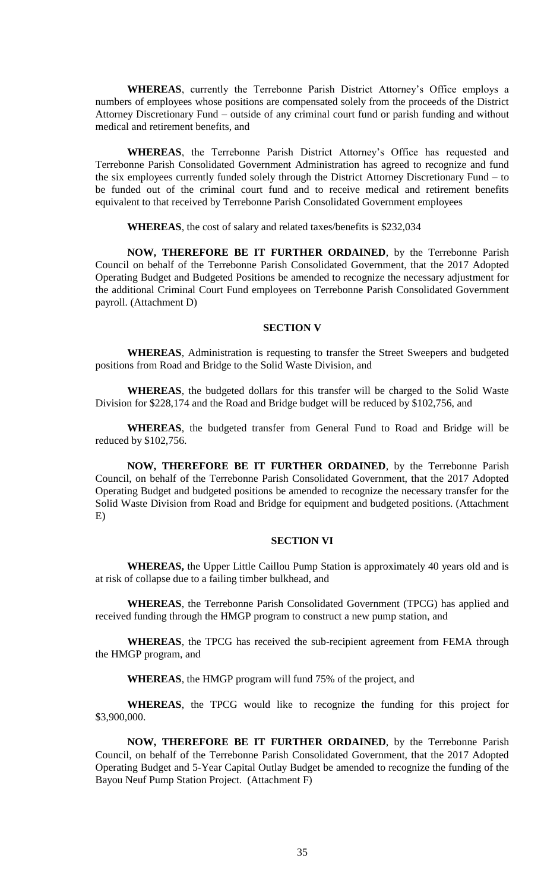**WHEREAS**, currently the Terrebonne Parish District Attorney's Office employs a numbers of employees whose positions are compensated solely from the proceeds of the District Attorney Discretionary Fund – outside of any criminal court fund or parish funding and without medical and retirement benefits, and

**WHEREAS**, the Terrebonne Parish District Attorney's Office has requested and Terrebonne Parish Consolidated Government Administration has agreed to recognize and fund the six employees currently funded solely through the District Attorney Discretionary Fund – to be funded out of the criminal court fund and to receive medical and retirement benefits equivalent to that received by Terrebonne Parish Consolidated Government employees

**WHEREAS**, the cost of salary and related taxes/benefits is $232,034

**NOW, THEREFORE BE IT FURTHER ORDAINED**, by the Terrebonne Parish Council on behalf of the Terrebonne Parish Consolidated Government, that the 2017 Adopted Operating Budget and Budgeted Positions be amended to recognize the necessary adjustment for the additional Criminal Court Fund employees on Terrebonne Parish Consolidated Government payroll. (Attachment D)

## SECTION V

**WHEREAS**, Administration is requesting to transfer the Street Sweepers and budgeted positions from Road and Bridge to the Solid Waste Division, and

**WHEREAS**, the budgeted dollars for this transfer will be charged to the Solid Waste Division for $228,174 and the Road and Bridge budget will be reduced by $102,756, and

**WHEREAS**, the budgeted transfer from General Fund to Road and Bridge will be reduced by $102,756.

**NOW, THEREFORE BE IT FURTHER ORDAINED**, by the Terrebonne Parish Council, on behalf of the Terrebonne Parish Consolidated Government, that the 2017 Adopted Operating Budget and budgeted positions be amended to recognize the necessary transfer for the Solid Waste Division from Road and Bridge for equipment and budgeted positions. (Attachment E)

## SECTION VI

**WHEREAS,** the Upper Little Caillou Pump Station is approximately 40 years old and is at risk of collapse due to a failing timber bulkhead, and

**WHEREAS**, the Terrebonne Parish Consolidated Government (TPCG) has applied and received funding through the HMGP program to construct a new pump station, and

**WHEREAS**, the TPCG has received the sub-recipient agreement from FEMA through the HMGP program, and

**WHEREAS**, the HMGP program will fund 75% of the project, and

**WHEREAS**, the TPCG would like to recognize the funding for this project for $3,900,000.

**NOW, THEREFORE BE IT FURTHER ORDAINED**, by the Terrebonne Parish Council, on behalf of the Terrebonne Parish Consolidated Government, that the 2017 Adopted Operating Budget and 5-Year Capital Outlay Budget be amended to recognize the funding of the Bayou Neuf Pump Station Project. (Attachment F)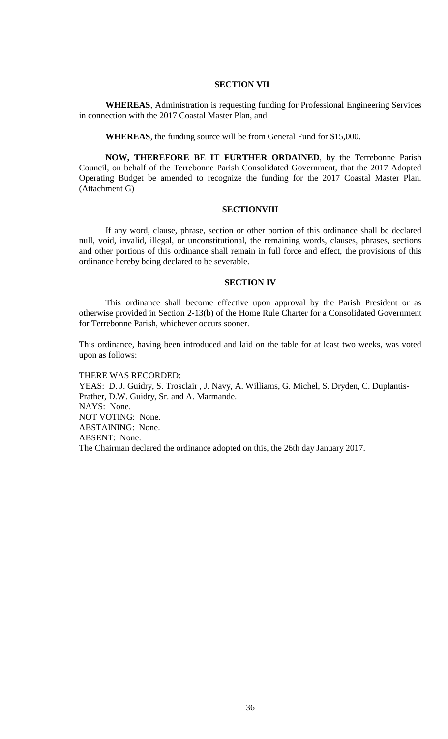### SECTION VII

**WHEREAS**, Administration is requesting funding for Professional Engineering Services in connection with the 2017 Coastal Master Plan, and

**WHEREAS**, the funding source will be from General Fund for $15,000.

**NOW, THEREFORE BE IT FURTHER ORDAINED**, by the Terrebonne Parish Council, on behalf of the Terrebonne Parish Consolidated Government, that the 2017 Adopted Operating Budget be amended to recognize the funding for the 2017 Coastal Master Plan. (Attachment G)

### SECTIONVIII

If any word, clause, phrase, section or other portion of this ordinance shall be declared null, void, invalid, illegal, or unconstitutional, the remaining words, clauses, phrases, sections and other portions of this ordinance shall remain in full force and effect, the provisions of this ordinance hereby being declared to be severable.

### SECTION IV

This ordinance shall become effective upon approval by the Parish President or as otherwise provided in Section 2-13(b) of the Home Rule Charter for a Consolidated Government for Terrebonne Parish, whichever occurs sooner.

This ordinance, having been introduced and laid on the table for at least two weeks, was voted upon as follows:

THERE WAS RECORDED:
YEAS: D. J. Guidry, S. Trosclair , J. Navy, A. Williams, G. Michel, S. Dryden, C. Duplantis-Prather, D.W. Guidry, Sr. and A. Marmande.
NAYS: None.
NOT VOTING: None.
ABSTAINING: None.
ABSENT: None.
The Chairman declared the ordinance adopted on this, the 26th day January 2017.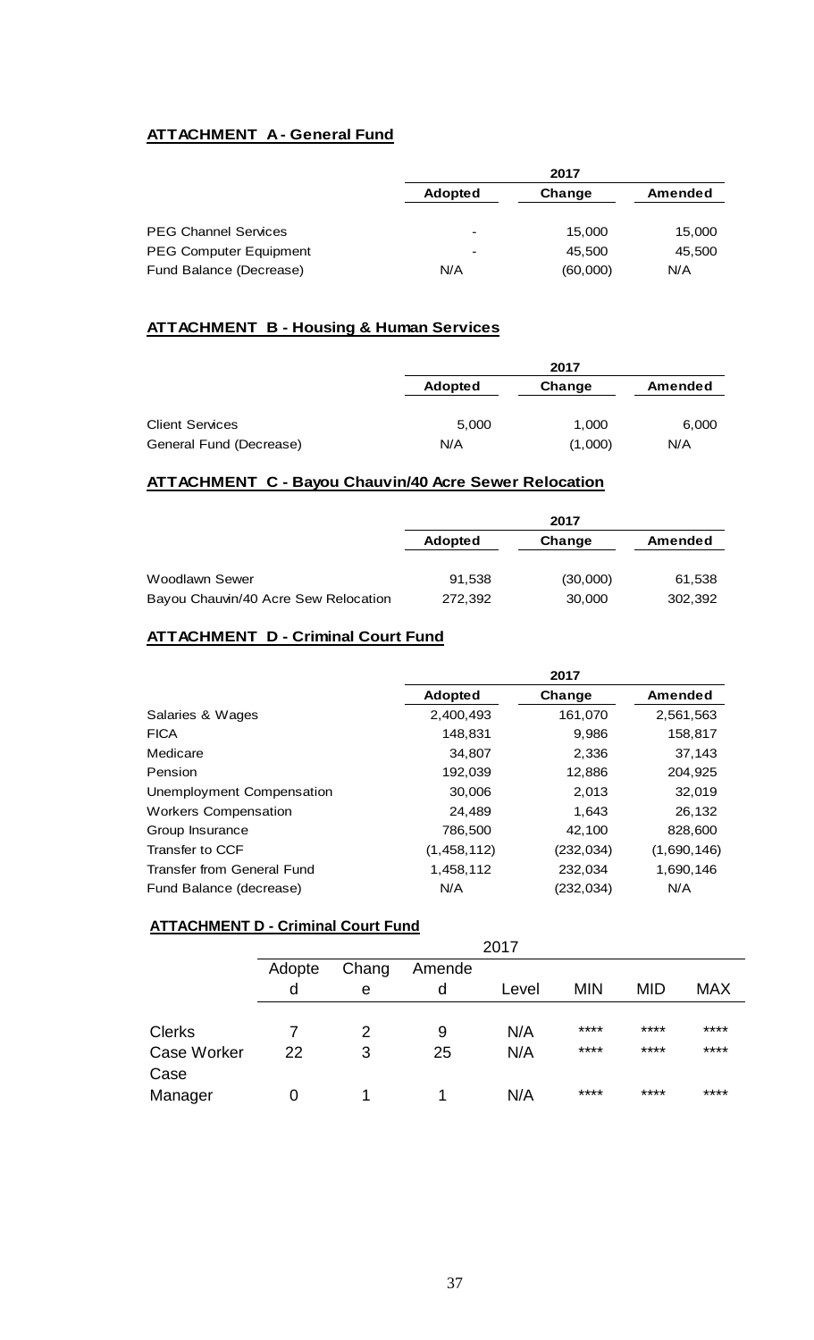**ATTACHMENT A - General Fund**

| | 2017 | | |
|---|---|---|---|
| | Adopted | Change | Amended |
| PEG Channel Services | - | 15,000 | 15,000 |
| PEG Computer Equipment | - | 45,500 | 45,500 |
| Fund Balance (Decrease) | N/A | (60,000) | N/A |

**ATTACHMENT B - Housing & Human Services**

| | 2017 | | |
|---|---|---|---|
| | Adopted | Change | Amended |
| Client Services | 5,000 | 1,000 | 6,000 |
| General Fund (Decrease) | N/A | (1,000) | N/A |

**ATTACHMENT C - Bayou Chauvin/40 Acre Sewer Relocation**

| | 2017 | | |
|---|---|---|---|
| | Adopted | Change | Amended |
| Woodlawn Sewer | 91,538 | (30,000) | 61,538 |
| Bayou Chauvin/40 Acre Sew Relocation | 272,392 | 30,000 | 302,392 |

**ATTACHMENT D - Criminal Court Fund**

| | 2017 | | |
|---|---|---|---|
| | Adopted | Change | Amended |
| Salaries & Wages | 2,400,493 | 161,070 | 2,561,563 |
| FICA | 148,831 | 9,986 | 158,817 |
| Medicare | 34,807 | 2,336 | 37,143 |
| Pension | 192,039 | 12,886 | 204,925 |
| Unemployment Compensation | 30,006 | 2,013 | 32,019 |
| Workers Compensation | 24,489 | 1,643 | 26,132 |
| Group Insurance | 786,500 | 42,100 | 828,600 |
| Transfer to CCF | (1,458,112) | (232,034) | (1,690,146) |
| Transfer from General Fund | 1,458,112 | 232,034 | 1,690,146 |
| Fund Balance (decrease) | N/A | (232,034) | N/A |

**ATTACHMENT D - Criminal Court Fund**

| | 2017 | | | | | | |
|---|---|---|---|---|---|---|---|
| | Adopted | Change | Amended | Level | MIN | MID | MAX |
| Clerks | 7 | 2 | 9 | N/A | **** | **** | **** |
| Case Worker | 22 | 3 | 25 | N/A | **** | **** | **** |
| Case Manager | 0 | 1 | 1 | N/A | **** | **** | **** |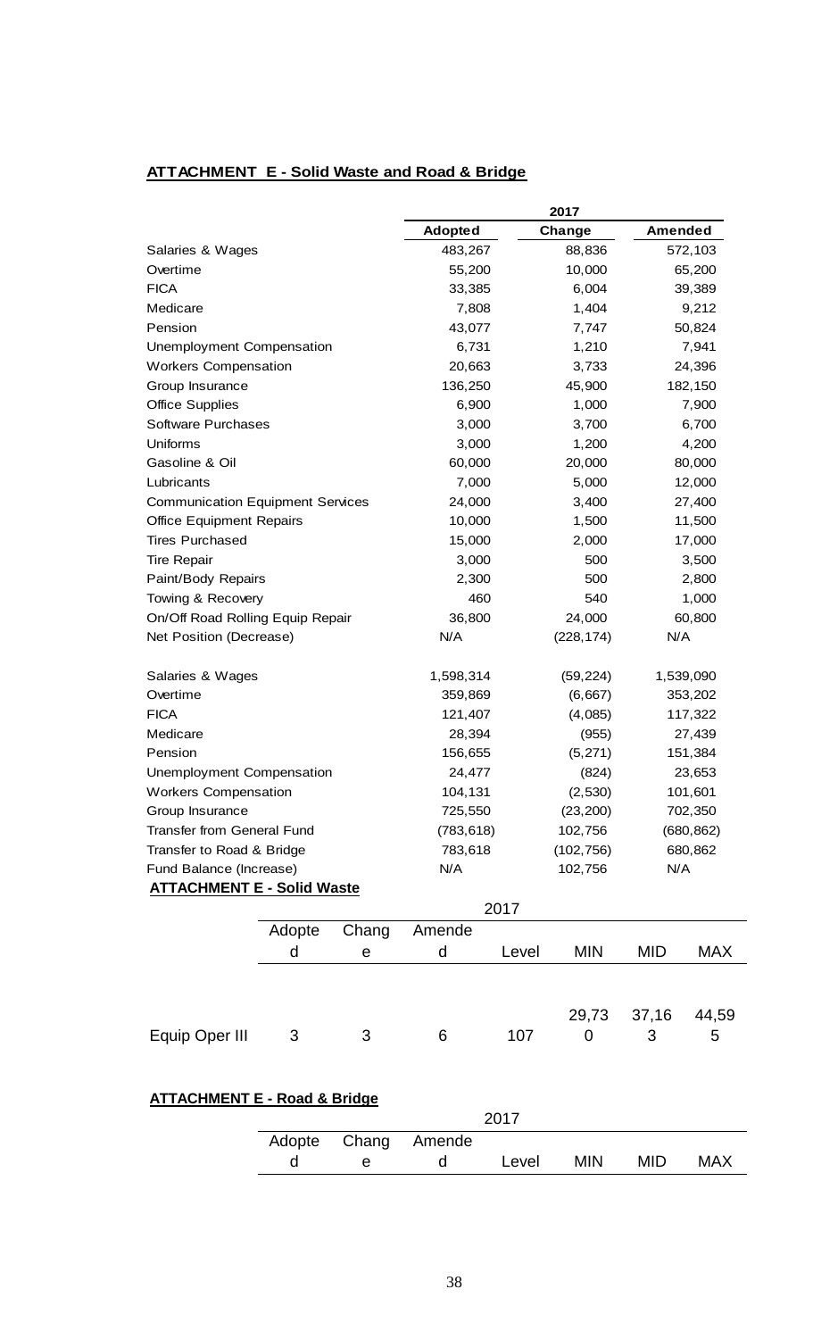**ATTACHMENT E - Solid Waste and Road & Bridge**

| | 2017 | | |
|---|---|---|---|
| | **Adopted** | **Change** | **Amended** |
| Salaries & Wages | 483,267 | 88,836 | 572,103 |
| Overtime | 55,200 | 10,000 | 65,200 |
| FICA | 33,385 | 6,004 | 39,389 |
| Medicare | 7,808 | 1,404 | 9,212 |
| Pension | 43,077 | 7,747 | 50,824 |
| Unemployment Compensation | 6,731 | 1,210 | 7,941 |
| Workers Compensation | 20,663 | 3,733 | 24,396 |
| Group Insurance | 136,250 | 45,900 | 182,150 |
| Office Supplies | 6,900 | 1,000 | 7,900 |
| Software Purchases | 3,000 | 3,700 | 6,700 |
| Uniforms | 3,000 | 1,200 | 4,200 |
| Gasoline & Oil | 60,000 | 20,000 | 80,000 |
| Lubricants | 7,000 | 5,000 | 12,000 |
| Communication Equipment Services | 24,000 | 3,400 | 27,400 |
| Office Equipment Repairs | 10,000 | 1,500 | 11,500 |
| Tires Purchased | 15,000 | 2,000 | 17,000 |
| Tire Repair | 3,000 | 500 | 3,500 |
| Paint/Body Repairs | 2,300 | 500 | 2,800 |
| Towing & Recovery | 460 | 540 | 1,000 |
| On/Off Road Rolling Equip Repair | 36,800 | 24,000 | 60,800 |
| Net Position (Decrease) | N/A | (228,174) | N/A |
| | | | |
| Salaries & Wages | 1,598,314 | (59,224) | 1,539,090 |
| Overtime | 359,869 | (6,667) | 353,202 |
| FICA | 121,407 | (4,085) | 117,322 |
| Medicare | 28,394 | (955) | 27,439 |
| Pension | 156,655 | (5,271) | 151,384 |
| Unemployment Compensation | 24,477 | (824) | 23,653 |
| Workers Compensation | 104,131 | (2,530) | 101,601 |
| Group Insurance | 725,550 | (23,200) | 702,350 |
| Transfer from General Fund | (783,618) | 102,756 | (680,862) |
| Transfer to Road & Bridge | 783,618 | (102,756) | 680,862 |
| Fund Balance (Increase) | N/A | 102,756 | N/A |

**ATTACHMENT E - Solid Waste**

| | 2017 | | | | | | |
|---|---|---|---|---|---|---|---|
| | Adopted | Change | Amended | Level | MIN | MID | MAX |
| Equip Oper III | 3 | 3 | 6 | 107 | 29,730 | 37,163 | 44,595 |

**ATTACHMENT E - Road & Bridge**

| | 2017 | | | | | | |
|---|---|---|---|---|---|---|---|
| | Adopted | Change | Amended | Level | MIN | MID | MAX |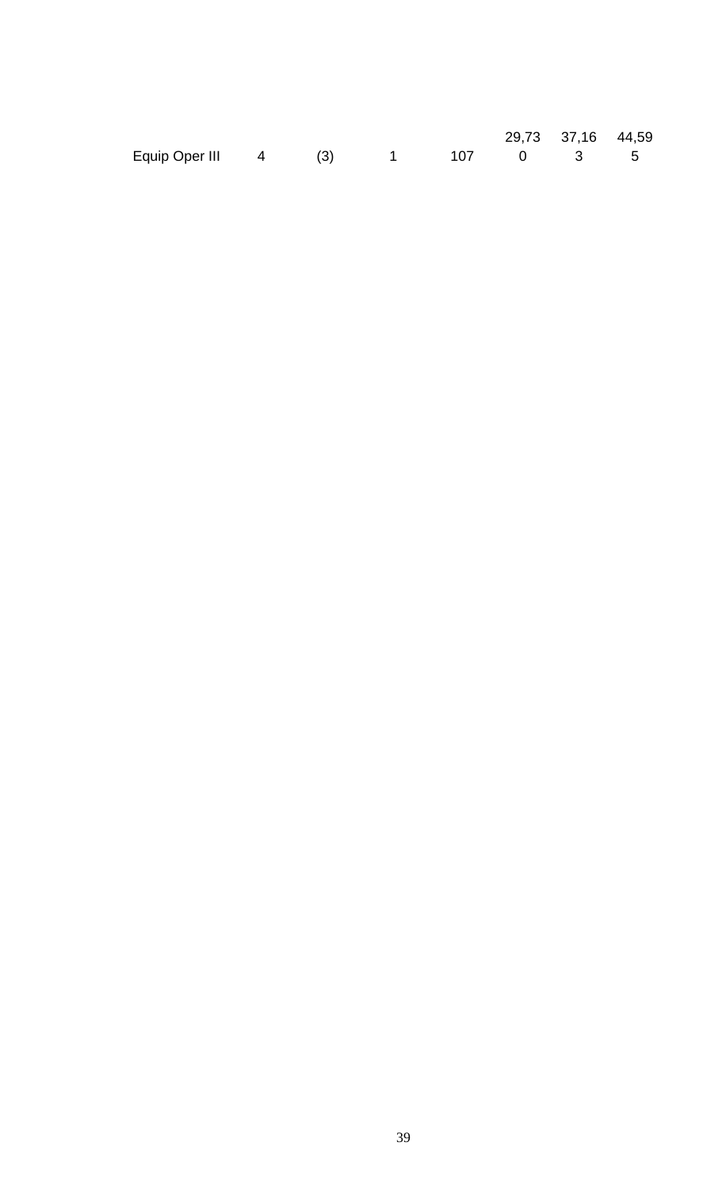| Equip Oper III | 4 | (3) | 1 | 107 | 29,730 | 37,163 | 44,595 |
|---|---|---|---|---|---|---|---|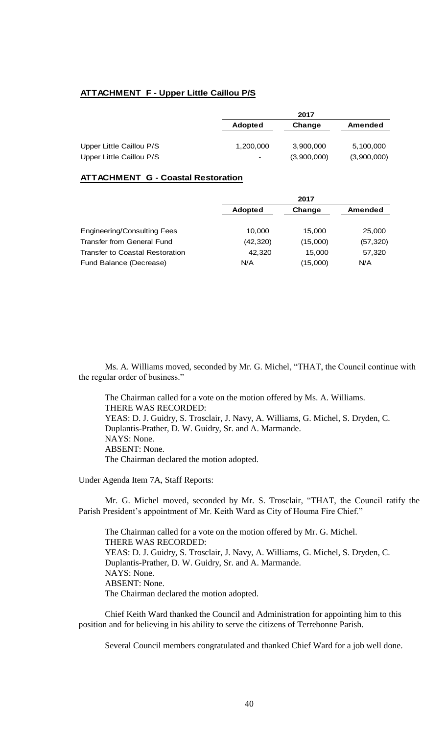**ATTACHMENT F - Upper Little Caillou P/S**

| | 2017 | | |
|---|---|---|---|
| | **Adopted** | **Change** | **Amended** |
| Upper Little Caillou P/S | 1,200,000 | 3,900,000 | 5,100,000 |
| Upper Little Caillou P/S | - | (3,900,000) | (3,900,000) |

**ATTACHMENT G - Coastal Restoration**

| | 2017 | | |
|---|---|---|---|
| | **Adopted** | **Change** | **Amended** |
| Engineering/Consulting Fees | 10,000 | 15,000 | 25,000 |
| Transfer from General Fund | (42,320) | (15,000) | (57,320) |
| Transfer to Coastal Restoration | 42,320 | 15,000 | 57,320 |
| Fund Balance (Decrease) | N/A | (15,000) | N/A |

Ms. A. Williams moved, seconded by Mr. G. Michel, "THAT, the Council continue with the regular order of business."

The Chairman called for a vote on the motion offered by Ms. A. Williams.
THERE WAS RECORDED:
YEAS: D. J. Guidry, S. Trosclair, J. Navy, A. Williams, G. Michel, S. Dryden, C. Duplantis-Prather, D. W. Guidry, Sr. and A. Marmande.
NAYS: None.
ABSENT: None.
The Chairman declared the motion adopted.

Under Agenda Item 7A, Staff Reports:

Mr. G. Michel moved, seconded by Mr. S. Trosclair, "THAT, the Council ratify the Parish President's appointment of Mr. Keith Ward as City of Houma Fire Chief."

The Chairman called for a vote on the motion offered by Mr. G. Michel.
THERE WAS RECORDED:
YEAS: D. J. Guidry, S. Trosclair, J. Navy, A. Williams, G. Michel, S. Dryden, C. Duplantis-Prather, D. W. Guidry, Sr. and A. Marmande.
NAYS: None.
ABSENT: None.
The Chairman declared the motion adopted.

Chief Keith Ward thanked the Council and Administration for appointing him to this position and for believing in his ability to serve the citizens of Terrebonne Parish.

Several Council members congratulated and thanked Chief Ward for a job well done.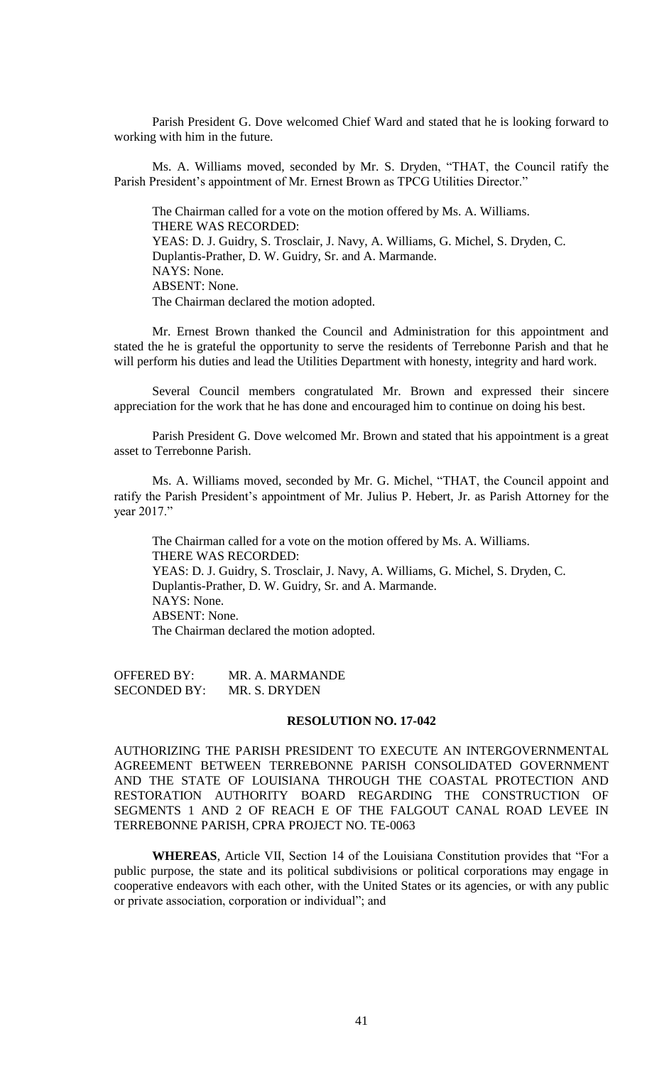Parish President G. Dove welcomed Chief Ward and stated that he is looking forward to working with him in the future.

Ms. A. Williams moved, seconded by Mr. S. Dryden, "THAT, the Council ratify the Parish President's appointment of Mr. Ernest Brown as TPCG Utilities Director."

The Chairman called for a vote on the motion offered by Ms. A. Williams.
THERE WAS RECORDED:
YEAS: D. J. Guidry, S. Trosclair, J. Navy, A. Williams, G. Michel, S. Dryden, C. Duplantis-Prather, D. W. Guidry, Sr. and A. Marmande.
NAYS: None.
ABSENT: None.
The Chairman declared the motion adopted.

Mr. Ernest Brown thanked the Council and Administration for this appointment and stated the he is grateful the opportunity to serve the residents of Terrebonne Parish and that he will perform his duties and lead the Utilities Department with honesty, integrity and hard work.

Several Council members congratulated Mr. Brown and expressed their sincere appreciation for the work that he has done and encouraged him to continue on doing his best.

Parish President G. Dove welcomed Mr. Brown and stated that his appointment is a great asset to Terrebonne Parish.

Ms. A. Williams moved, seconded by Mr. G. Michel, "THAT, the Council appoint and ratify the Parish President's appointment of Mr. Julius P. Hebert, Jr. as Parish Attorney for the year 2017."

The Chairman called for a vote on the motion offered by Ms. A. Williams.
THERE WAS RECORDED:
YEAS: D. J. Guidry, S. Trosclair, J. Navy, A. Williams, G. Michel, S. Dryden, C. Duplantis-Prather, D. W. Guidry, Sr. and A. Marmande.
NAYS: None.
ABSENT: None.
The Chairman declared the motion adopted.

OFFERED BY: MR. A. MARMANDE
SECONDED BY: MR. S. DRYDEN

**RESOLUTION NO. 17-042**

AUTHORIZING THE PARISH PRESIDENT TO EXECUTE AN INTERGOVERNMENTAL AGREEMENT BETWEEN TERREBONNE PARISH CONSOLIDATED GOVERNMENT AND THE STATE OF LOUISIANA THROUGH THE COASTAL PROTECTION AND RESTORATION AUTHORITY BOARD REGARDING THE CONSTRUCTION OF SEGMENTS 1 AND 2 OF REACH E OF THE FALGOUT CANAL ROAD LEVEE IN TERREBONNE PARISH, CPRA PROJECT NO. TE-0063

**WHEREAS**, Article VII, Section 14 of the Louisiana Constitution provides that "For a public purpose, the state and its political subdivisions or political corporations may engage in cooperative endeavors with each other, with the United States or its agencies, or with any public or private association, corporation or individual"; and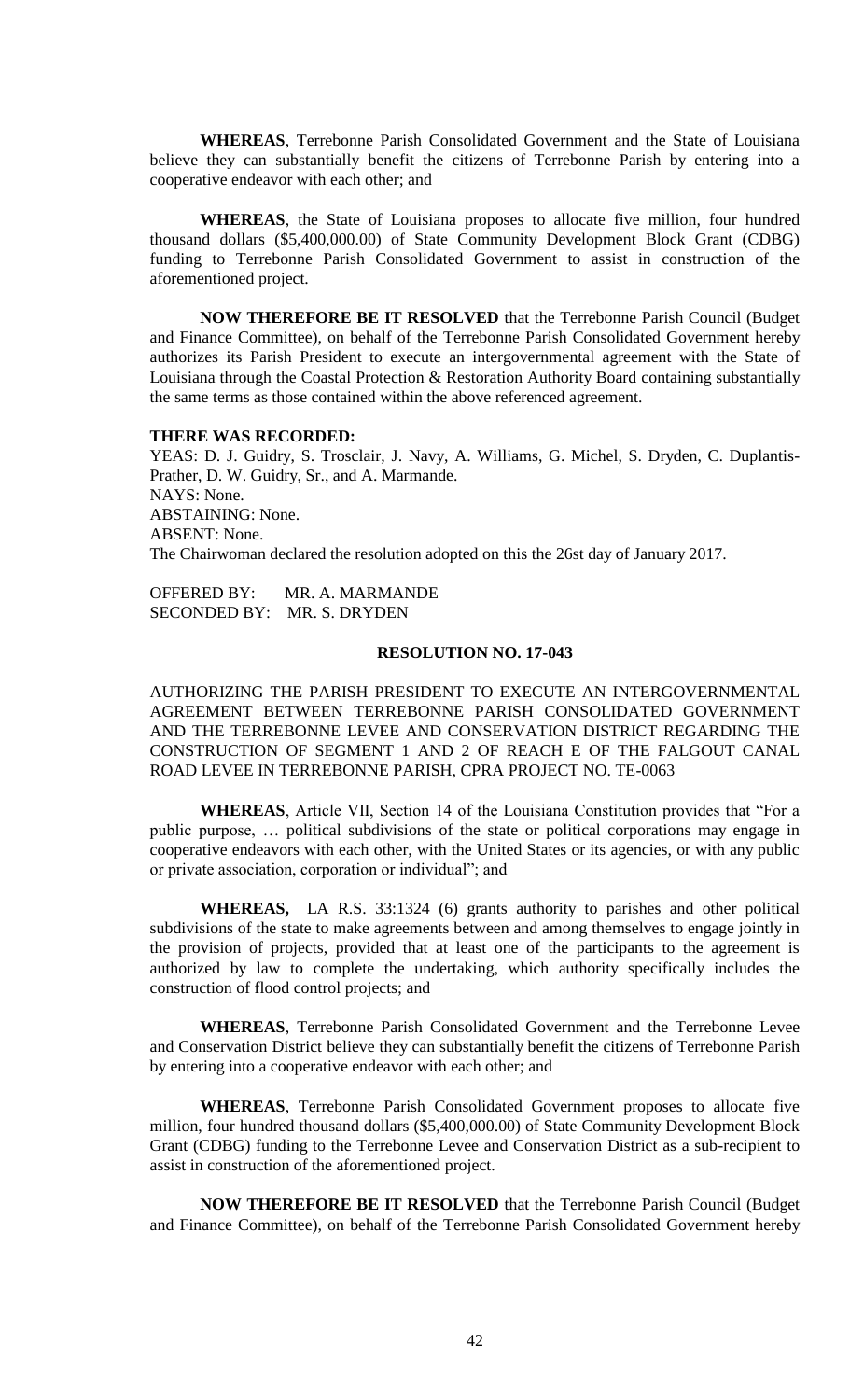**WHEREAS**, Terrebonne Parish Consolidated Government and the State of Louisiana believe they can substantially benefit the citizens of Terrebonne Parish by entering into a cooperative endeavor with each other; and

**WHEREAS**, the State of Louisiana proposes to allocate five million, four hundred thousand dollars ($5,400,000.00) of State Community Development Block Grant (CDBG) funding to Terrebonne Parish Consolidated Government to assist in construction of the aforementioned project.

**NOW THEREFORE BE IT RESOLVED** that the Terrebonne Parish Council (Budget and Finance Committee), on behalf of the Terrebonne Parish Consolidated Government hereby authorizes its Parish President to execute an intergovernmental agreement with the State of Louisiana through the Coastal Protection & Restoration Authority Board containing substantially the same terms as those contained within the above referenced agreement.

**THERE WAS RECORDED:**

YEAS: D. J. Guidry, S. Trosclair, J. Navy, A. Williams, G. Michel, S. Dryden, C. Duplantis-Prather, D. W. Guidry, Sr., and A. Marmande.
NAYS: None.
ABSTAINING: None.
ABSENT: None.
The Chairwoman declared the resolution adopted on this the 26st day of January 2017.

OFFERED BY: MR. A. MARMANDE
SECONDED BY: MR. S. DRYDEN

**RESOLUTION NO. 17-043**

AUTHORIZING THE PARISH PRESIDENT TO EXECUTE AN INTERGOVERNMENTAL AGREEMENT BETWEEN TERREBONNE PARISH CONSOLIDATED GOVERNMENT AND THE TERREBONNE LEVEE AND CONSERVATION DISTRICT REGARDING THE CONSTRUCTION OF SEGMENT 1 AND 2 OF REACH E OF THE FALGOUT CANAL ROAD LEVEE IN TERREBONNE PARISH, CPRA PROJECT NO. TE-0063

**WHEREAS**, Article VII, Section 14 of the Louisiana Constitution provides that "For a public purpose, … political subdivisions of the state or political corporations may engage in cooperative endeavors with each other, with the United States or its agencies, or with any public or private association, corporation or individual"; and

**WHEREAS,** LA R.S. 33:1324 (6) grants authority to parishes and other political subdivisions of the state to make agreements between and among themselves to engage jointly in the provision of projects, provided that at least one of the participants to the agreement is authorized by law to complete the undertaking, which authority specifically includes the construction of flood control projects; and

**WHEREAS**, Terrebonne Parish Consolidated Government and the Terrebonne Levee and Conservation District believe they can substantially benefit the citizens of Terrebonne Parish by entering into a cooperative endeavor with each other; and

**WHEREAS**, Terrebonne Parish Consolidated Government proposes to allocate five million, four hundred thousand dollars ($5,400,000.00) of State Community Development Block Grant (CDBG) funding to the Terrebonne Levee and Conservation District as a sub-recipient to assist in construction of the aforementioned project.

**NOW THEREFORE BE IT RESOLVED** that the Terrebonne Parish Council (Budget and Finance Committee), on behalf of the Terrebonne Parish Consolidated Government hereby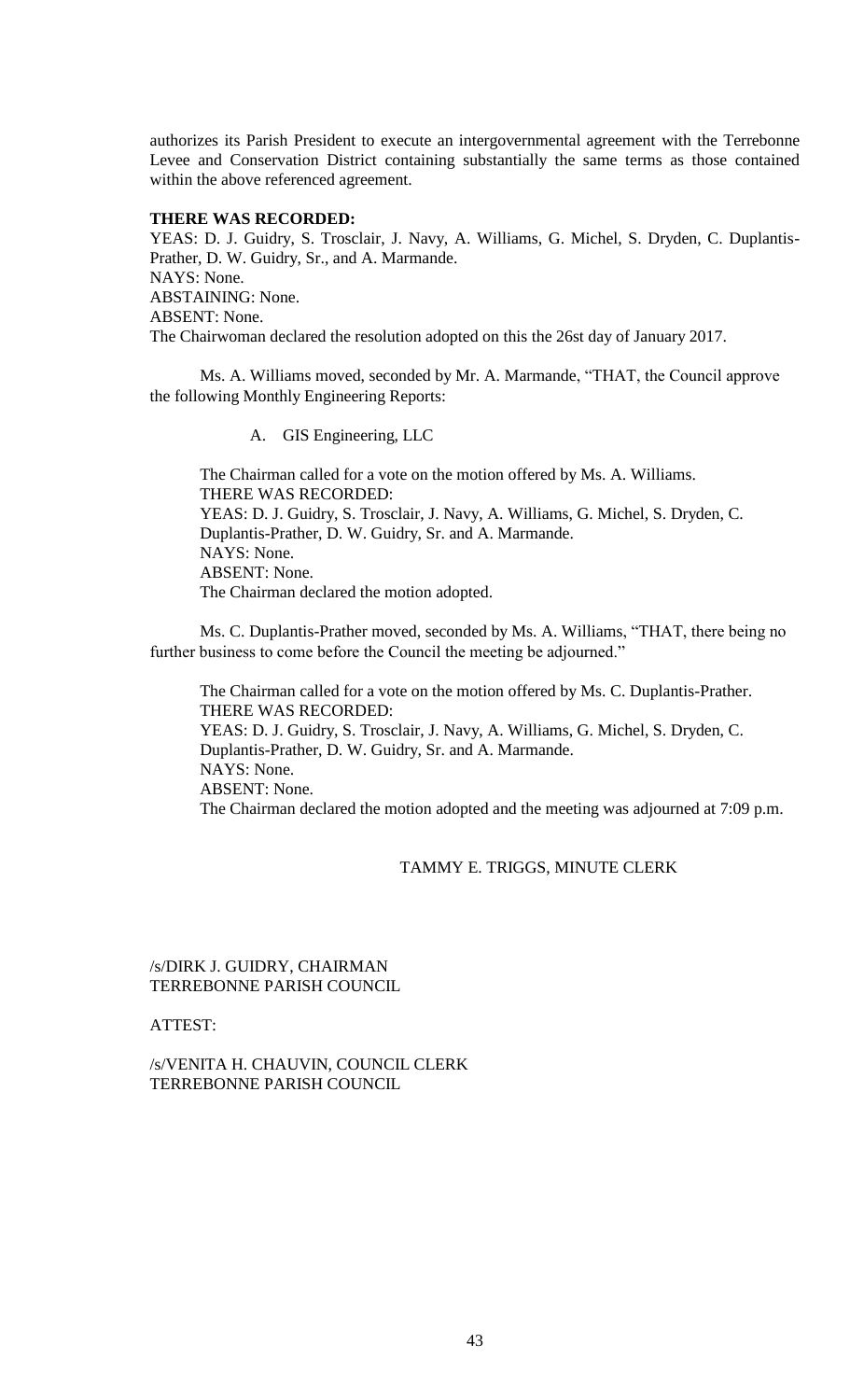authorizes its Parish President to execute an intergovernmental agreement with the Terrebonne Levee and Conservation District containing substantially the same terms as those contained within the above referenced agreement.

**THERE WAS RECORDED:**
YEAS: D. J. Guidry, S. Trosclair, J. Navy, A. Williams, G. Michel, S. Dryden, C. Duplantis-Prather, D. W. Guidry, Sr., and A. Marmande.
NAYS: None.
ABSTAINING: None.
ABSENT: None.
The Chairwoman declared the resolution adopted on this the 26st day of January 2017.

Ms. A. Williams moved, seconded by Mr. A. Marmande, "THAT, the Council approve the following Monthly Engineering Reports:

A. GIS Engineering, LLC

The Chairman called for a vote on the motion offered by Ms. A. Williams.
THERE WAS RECORDED:
YEAS: D. J. Guidry, S. Trosclair, J. Navy, A. Williams, G. Michel, S. Dryden, C. Duplantis-Prather, D. W. Guidry, Sr. and A. Marmande.
NAYS: None.
ABSENT: None.
The Chairman declared the motion adopted.

Ms. C. Duplantis-Prather moved, seconded by Ms. A. Williams, "THAT, there being no further business to come before the Council the meeting be adjourned."

The Chairman called for a vote on the motion offered by Ms. C. Duplantis-Prather.
THERE WAS RECORDED:
YEAS: D. J. Guidry, S. Trosclair, J. Navy, A. Williams, G. Michel, S. Dryden, C. Duplantis-Prather, D. W. Guidry, Sr. and A. Marmande.
NAYS: None.
ABSENT: None.
The Chairman declared the motion adopted and the meeting was adjourned at 7:09 p.m.

TAMMY E. TRIGGS, MINUTE CLERK

/s/DIRK J. GUIDRY, CHAIRMAN
TERREBONNE PARISH COUNCIL

ATTEST:

/s/VENITA H. CHAUVIN, COUNCIL CLERK
TERREBONNE PARISH COUNCIL